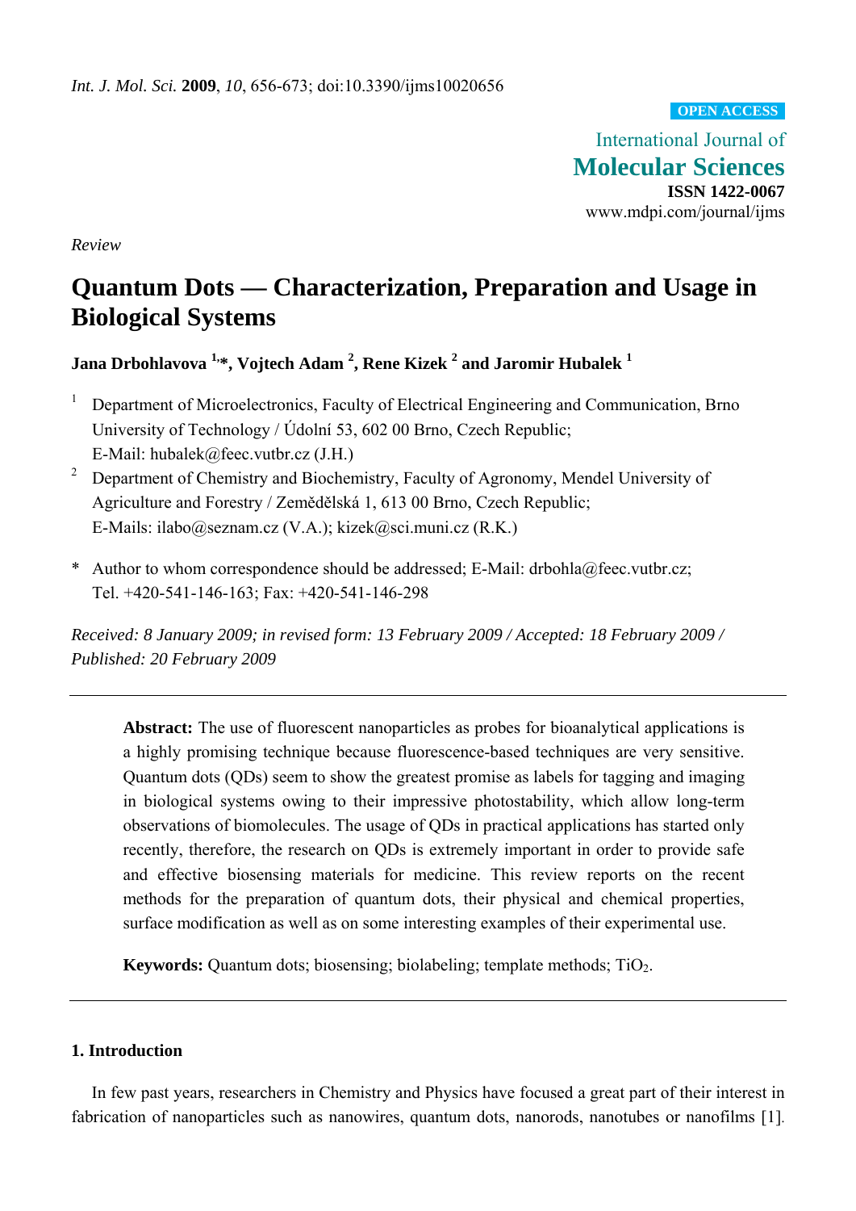*Int. J. Mol. Sci.* **2009**, *10*, 656-673; doi:10.3390/ijms10020656

OPEN ACCESS

International Journal of
**Molecular Sciences**
**ISSN 1422-0067**
www.mdpi.com/journal/ijms

*Review*

# Quantum Dots — Characterization, Preparation and Usage in Biological Systems

**Jana Drbohlavova [1,*], Vojtech Adam [2], Rene Kizek [2] and Jaromir Hubalek [1]**

[1] Department of Microelectronics, Faculty of Electrical Engineering and Communication, Brno University of Technology / Údolní 53, 602 00 Brno, Czech Republic; E-Mail: hubalek@feec.vutbr.cz (J.H.)

[2] Department of Chemistry and Biochemistry, Faculty of Agronomy, Mendel University of Agriculture and Forestry / Zemědělská 1, 613 00 Brno, Czech Republic; E-Mails: ilabo@seznam.cz (V.A.); kizek@sci.muni.cz (R.K.)

\* Author to whom correspondence should be addressed; E-Mail: drbohla@feec.vutbr.cz; Tel. +420-541-146-163; Fax: +420-541-146-298

*Received: 8 January 2009; in revised form: 13 February 2009 / Accepted: 18 February 2009 / Published: 20 February 2009*

---

**Abstract:** The use of fluorescent nanoparticles as probes for bioanalytical applications is a highly promising technique because fluorescence-based techniques are very sensitive. Quantum dots (QDs) seem to show the greatest promise as labels for tagging and imaging in biological systems owing to their impressive photostability, which allow long-term observations of biomolecules. The usage of QDs in practical applications has started only recently, therefore, the research on QDs is extremely important in order to provide safe and effective biosensing materials for medicine. This review reports on the recent methods for the preparation of quantum dots, their physical and chemical properties, surface modification as well as on some interesting examples of their experimental use.

**Keywords:** Quantum dots; biosensing; biolabeling; template methods; $TiO_2$.

---

## 1. Introduction

In few past years, researchers in Chemistry and Physics have focused a great part of their interest in fabrication of nanoparticles such as nanowires, quantum dots, nanorods, nanotubes or nanofilms [1].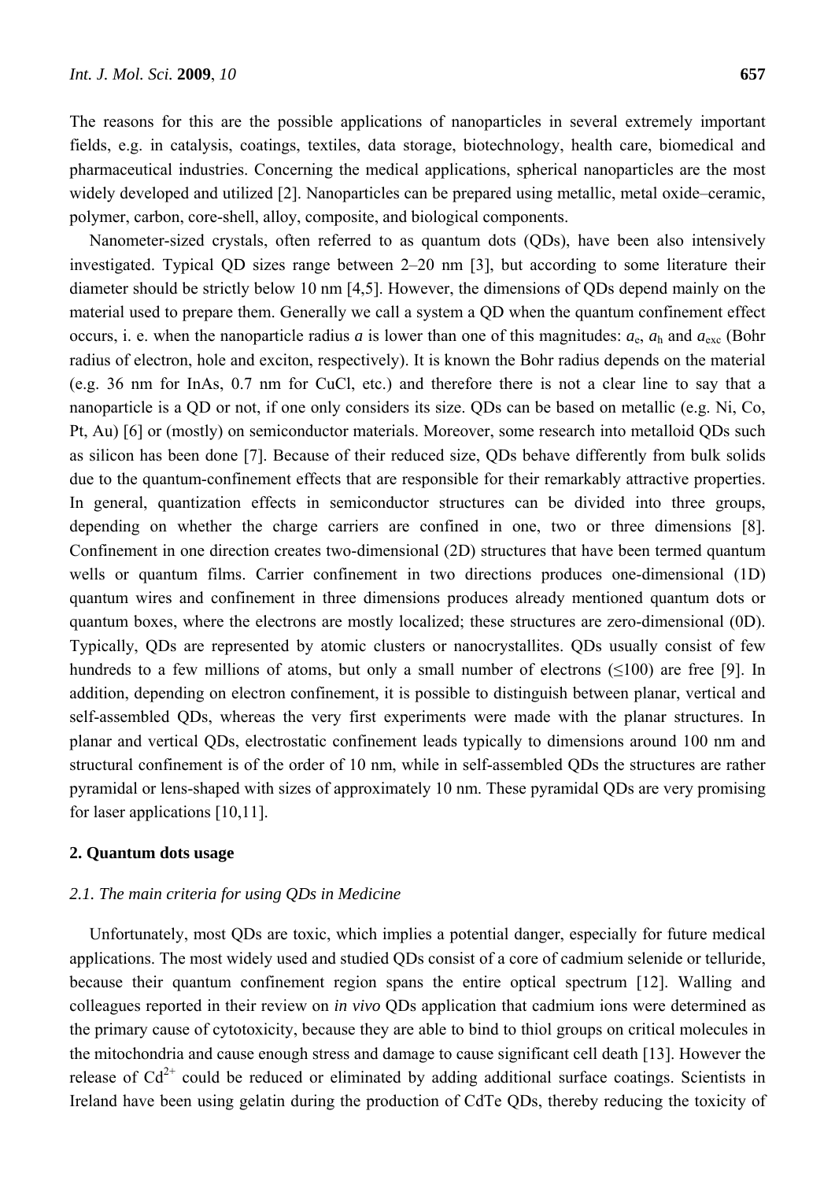The reasons for this are the possible applications of nanoparticles in several extremely important fields, e.g. in catalysis, coatings, textiles, data storage, biotechnology, health care, biomedical and pharmaceutical industries. Concerning the medical applications, spherical nanoparticles are the most widely developed and utilized [2]. Nanoparticles can be prepared using metallic, metal oxide–ceramic, polymer, carbon, core-shell, alloy, composite, and biological components.

Nanometer-sized crystals, often referred to as quantum dots (QDs), have been also intensively investigated. Typical QD sizes range between 2–20 nm [3], but according to some literature their diameter should be strictly below 10 nm [4,5]. However, the dimensions of QDs depend mainly on the material used to prepare them. Generally we call a system a QD when the quantum confinement effect occurs, i. e. when the nanoparticle radius $a$ is lower than one of this magnitudes: $a_e$, $a_h$ and $a_{exc}$ (Bohr radius of electron, hole and exciton, respectively). It is known the Bohr radius depends on the material (e.g. 36 nm for InAs, 0.7 nm for CuCl, etc.) and therefore there is not a clear line to say that a nanoparticle is a QD or not, if one only considers its size. QDs can be based on metallic (e.g. Ni, Co, Pt, Au) [6] or (mostly) on semiconductor materials. Moreover, some research into metalloid QDs such as silicon has been done [7]. Because of their reduced size, QDs behave differently from bulk solids due to the quantum-confinement effects that are responsible for their remarkably attractive properties. In general, quantization effects in semiconductor structures can be divided into three groups, depending on whether the charge carriers are confined in one, two or three dimensions [8]. Confinement in one direction creates two-dimensional (2D) structures that have been termed quantum wells or quantum films. Carrier confinement in two directions produces one-dimensional (1D) quantum wires and confinement in three dimensions produces already mentioned quantum dots or quantum boxes, where the electrons are mostly localized; these structures are zero-dimensional (0D). Typically, QDs are represented by atomic clusters or nanocrystallites. QDs usually consist of few hundreds to a few millions of atoms, but only a small number of electrons ($\leq 100$) are free [9]. In addition, depending on electron confinement, it is possible to distinguish between planar, vertical and self-assembled QDs, whereas the very first experiments were made with the planar structures. In planar and vertical QDs, electrostatic confinement leads typically to dimensions around 100 nm and structural confinement is of the order of 10 nm, while in self-assembled QDs the structures are rather pyramidal or lens-shaped with sizes of approximately 10 nm. These pyramidal QDs are very promising for laser applications [10,11].

## 2. Quantum dots usage

### *2.1. The main criteria for using QDs in Medicine*

Unfortunately, most QDs are toxic, which implies a potential danger, especially for future medical applications. The most widely used and studied QDs consist of a core of cadmium selenide or telluride, because their quantum confinement region spans the entire optical spectrum [12]. Walling and colleagues reported in their review on *in vivo* QDs application that cadmium ions were determined as the primary cause of cytotoxicity, because they are able to bind to thiol groups on critical molecules in the mitochondria and cause enough stress and damage to cause significant cell death [13]. However the release of $Cd^{2+}$ could be reduced or eliminated by adding additional surface coatings. Scientists in Ireland have been using gelatin during the production of CdTe QDs, thereby reducing the toxicity of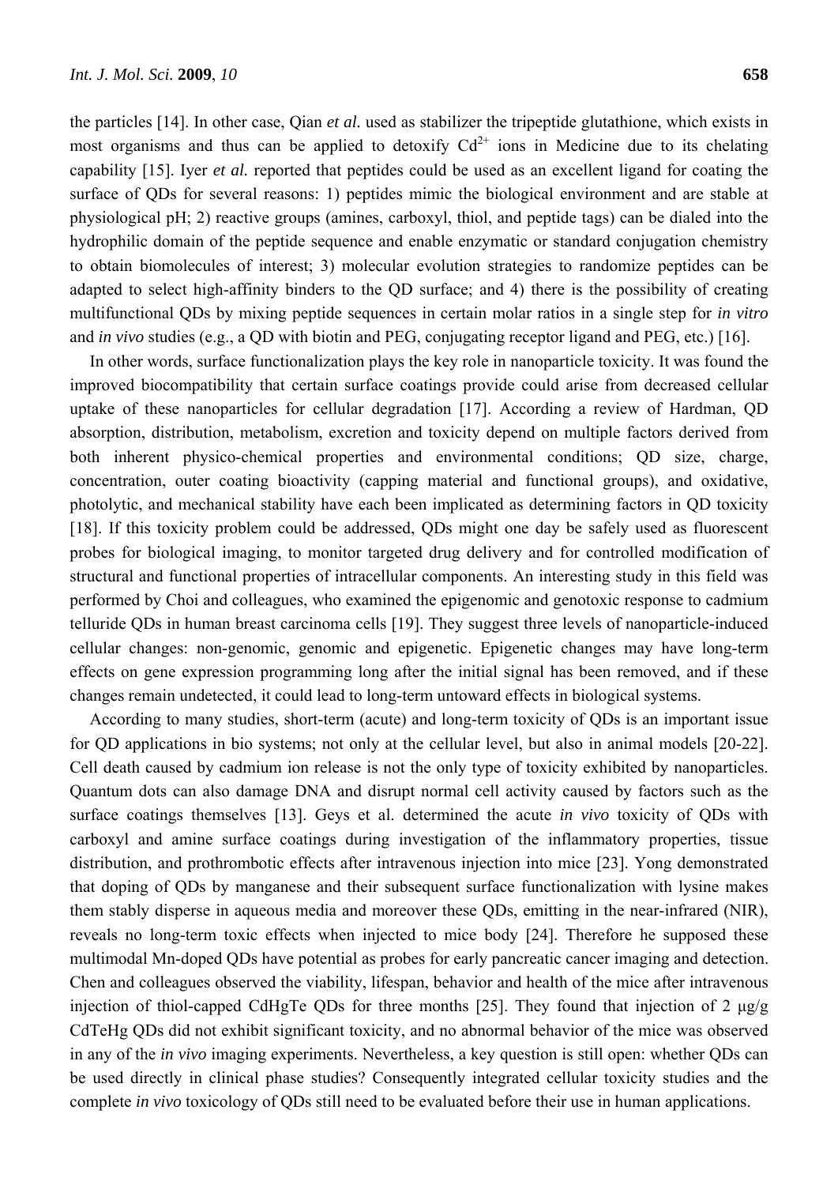the particles [14]. In other case, Qian *et al.* used as stabilizer the tripeptide glutathione, which exists in most organisms and thus can be applied to detoxify $Cd^{2+}$ ions in Medicine due to its chelating capability [15]. Iyer *et al.* reported that peptides could be used as an excellent ligand for coating the surface of QDs for several reasons: 1) peptides mimic the biological environment and are stable at physiological pH; 2) reactive groups (amines, carboxyl, thiol, and peptide tags) can be dialed into the hydrophilic domain of the peptide sequence and enable enzymatic or standard conjugation chemistry to obtain biomolecules of interest; 3) molecular evolution strategies to randomize peptides can be adapted to select high-affinity binders to the QD surface; and 4) there is the possibility of creating multifunctional QDs by mixing peptide sequences in certain molar ratios in a single step for *in vitro* and *in vivo* studies (e.g., a QD with biotin and PEG, conjugating receptor ligand and PEG, etc.) [16].

In other words, surface functionalization plays the key role in nanoparticle toxicity. It was found the improved biocompatibility that certain surface coatings provide could arise from decreased cellular uptake of these nanoparticles for cellular degradation [17]. According a review of Hardman, QD absorption, distribution, metabolism, excretion and toxicity depend on multiple factors derived from both inherent physico-chemical properties and environmental conditions; QD size, charge, concentration, outer coating bioactivity (capping material and functional groups), and oxidative, photolytic, and mechanical stability have each been implicated as determining factors in QD toxicity [18]. If this toxicity problem could be addressed, QDs might one day be safely used as fluorescent probes for biological imaging, to monitor targeted drug delivery and for controlled modification of structural and functional properties of intracellular components. An interesting study in this field was performed by Choi and colleagues, who examined the epigenomic and genotoxic response to cadmium telluride QDs in human breast carcinoma cells [19]. They suggest three levels of nanoparticle-induced cellular changes: non-genomic, genomic and epigenetic. Epigenetic changes may have long-term effects on gene expression programming long after the initial signal has been removed, and if these changes remain undetected, it could lead to long-term untoward effects in biological systems.

According to many studies, short-term (acute) and long-term toxicity of QDs is an important issue for QD applications in bio systems; not only at the cellular level, but also in animal models [20-22]. Cell death caused by cadmium ion release is not the only type of toxicity exhibited by nanoparticles. Quantum dots can also damage DNA and disrupt normal cell activity caused by factors such as the surface coatings themselves [13]. Geys et al. determined the acute *in vivo* toxicity of QDs with carboxyl and amine surface coatings during investigation of the inflammatory properties, tissue distribution, and prothrombotic effects after intravenous injection into mice [23]. Yong demonstrated that doping of QDs by manganese and their subsequent surface functionalization with lysine makes them stably disperse in aqueous media and moreover these QDs, emitting in the near-infrared (NIR), reveals no long-term toxic effects when injected to mice body [24]. Therefore he supposed these multimodal Mn-doped QDs have potential as probes for early pancreatic cancer imaging and detection. Chen and colleagues observed the viability, lifespan, behavior and health of the mice after intravenous injection of thiol-capped CdHgTe QDs for three months [25]. They found that injection of 2 μg/g CdTeHg QDs did not exhibit significant toxicity, and no abnormal behavior of the mice was observed in any of the *in vivo* imaging experiments. Nevertheless, a key question is still open: whether QDs can be used directly in clinical phase studies? Consequently integrated cellular toxicity studies and the complete *in vivo* toxicology of QDs still need to be evaluated before their use in human applications.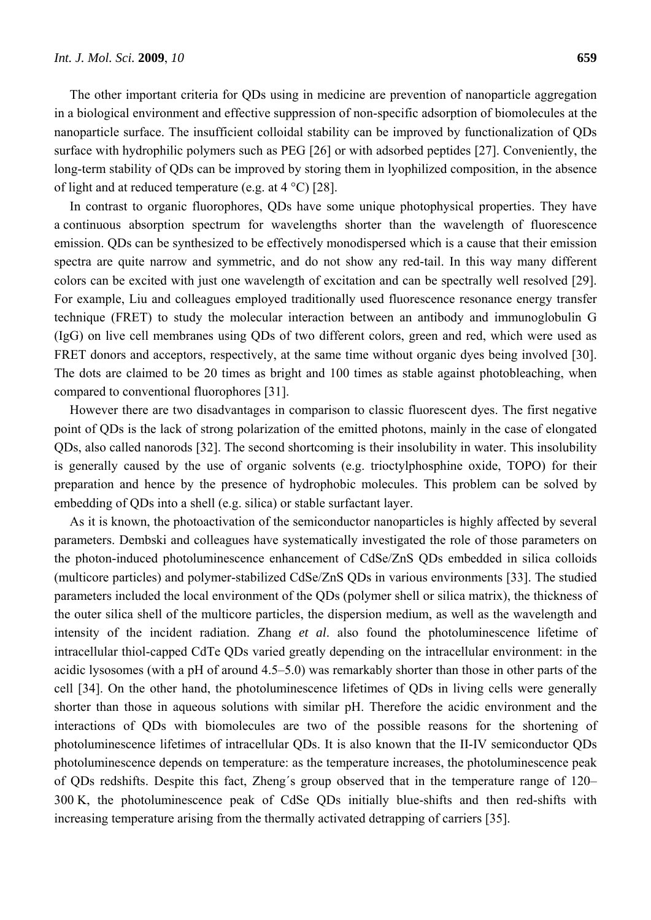The other important criteria for QDs using in medicine are prevention of nanoparticle aggregation in a biological environment and effective suppression of non-specific adsorption of biomolecules at the nanoparticle surface. The insufficient colloidal stability can be improved by functionalization of QDs surface with hydrophilic polymers such as PEG [26] or with adsorbed peptides [27]. Conveniently, the long-term stability of QDs can be improved by storing them in lyophilized composition, in the absence of light and at reduced temperature (e.g. at 4 °C) [28].

In contrast to organic fluorophores, QDs have some unique photophysical properties. They have a continuous absorption spectrum for wavelengths shorter than the wavelength of fluorescence emission. QDs can be synthesized to be effectively monodispersed which is a cause that their emission spectra are quite narrow and symmetric, and do not show any red-tail. In this way many different colors can be excited with just one wavelength of excitation and can be spectrally well resolved [29]. For example, Liu and colleagues employed traditionally used fluorescence resonance energy transfer technique (FRET) to study the molecular interaction between an antibody and immunoglobulin G (IgG) on live cell membranes using QDs of two different colors, green and red, which were used as FRET donors and acceptors, respectively, at the same time without organic dyes being involved [30]. The dots are claimed to be 20 times as bright and 100 times as stable against photobleaching, when compared to conventional fluorophores [31].

However there are two disadvantages in comparison to classic fluorescent dyes. The first negative point of QDs is the lack of strong polarization of the emitted photons, mainly in the case of elongated QDs, also called nanorods [32]. The second shortcoming is their insolubility in water. This insolubility is generally caused by the use of organic solvents (e.g. trioctylphosphine oxide, TOPO) for their preparation and hence by the presence of hydrophobic molecules. This problem can be solved by embedding of QDs into a shell (e.g. silica) or stable surfactant layer.

As it is known, the photoactivation of the semiconductor nanoparticles is highly affected by several parameters. Dembski and colleagues have systematically investigated the role of those parameters on the photon-induced photoluminescence enhancement of CdSe/ZnS QDs embedded in silica colloids (multicore particles) and polymer-stabilized CdSe/ZnS QDs in various environments [33]. The studied parameters included the local environment of the QDs (polymer shell or silica matrix), the thickness of the outer silica shell of the multicore particles, the dispersion medium, as well as the wavelength and intensity of the incident radiation. Zhang *et al*. also found the photoluminescence lifetime of intracellular thiol-capped CdTe QDs varied greatly depending on the intracellular environment: in the acidic lysosomes (with a pH of around 4.5–5.0) was remarkably shorter than those in other parts of the cell [34]. On the other hand, the photoluminescence lifetimes of QDs in living cells were generally shorter than those in aqueous solutions with similar pH. Therefore the acidic environment and the interactions of QDs with biomolecules are two of the possible reasons for the shortening of photoluminescence lifetimes of intracellular QDs. It is also known that the II-IV semiconductor QDs photoluminescence depends on temperature: as the temperature increases, the photoluminescence peak of QDs redshifts. Despite this fact, Zheng´s group observed that in the temperature range of 120–300 K, the photoluminescence peak of CdSe QDs initially blue-shifts and then red-shifts with increasing temperature arising from the thermally activated detrapping of carriers [35].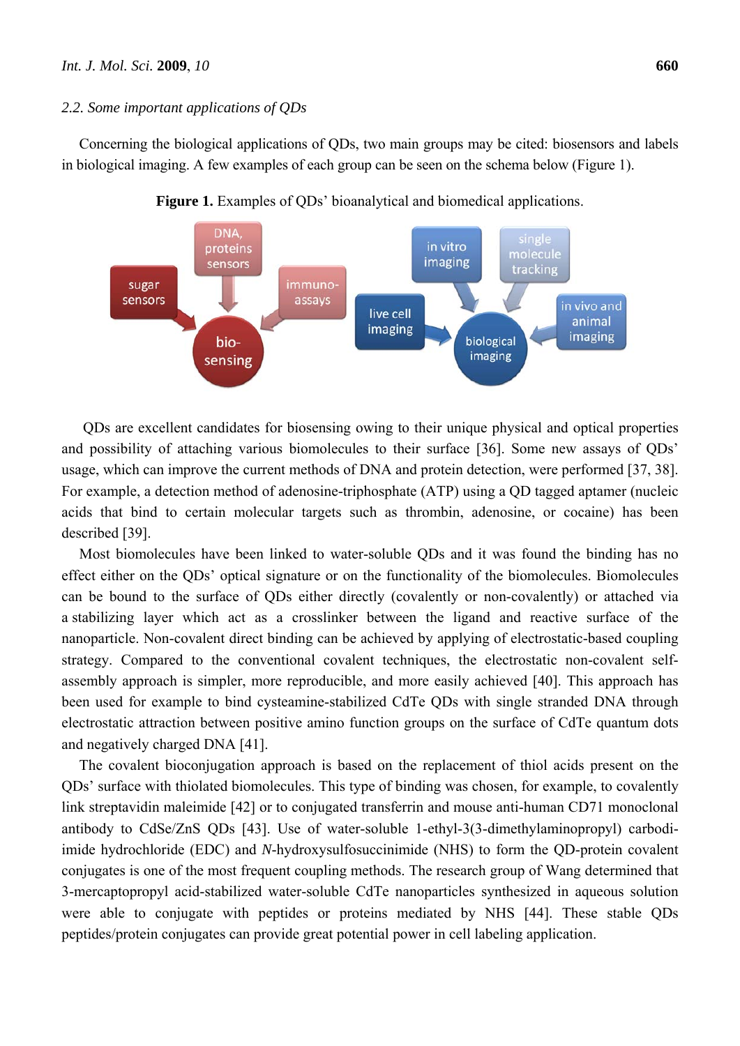### 2.2. Some important applications of QDs

Concerning the biological applications of QDs, two main groups may be cited: biosensors and labels in biological imaging. A few examples of each group can be seen on the schema below (Figure 1).

**Figure 1.** Examples of QDs' bioanalytical and biomedical applications.

QDs are excellent candidates for biosensing owing to their unique physical and optical properties and possibility of attaching various biomolecules to their surface [36]. Some new assays of QDs' usage, which can improve the current methods of DNA and protein detection, were performed [37, 38]. For example, a detection method of adenosine-triphosphate (ATP) using a QD tagged aptamer (nucleic acids that bind to certain molecular targets such as thrombin, adenosine, or cocaine) has been described [39].

Most biomolecules have been linked to water-soluble QDs and it was found the binding has no effect either on the QDs' optical signature or on the functionality of the biomolecules. Biomolecules can be bound to the surface of QDs either directly (covalently or non-covalently) or attached via a stabilizing layer which act as a crosslinker between the ligand and reactive surface of the nanoparticle. Non-covalent direct binding can be achieved by applying of electrostatic-based coupling strategy. Compared to the conventional covalent techniques, the electrostatic non-covalent self-assembly approach is simpler, more reproducible, and more easily achieved [40]. This approach has been used for example to bind cysteamine-stabilized CdTe QDs with single stranded DNA through electrostatic attraction between positive amino function groups on the surface of CdTe quantum dots and negatively charged DNA [41].

The covalent bioconjugation approach is based on the replacement of thiol acids present on the QDs' surface with thiolated biomolecules. This type of binding was chosen, for example, to covalently link streptavidin maleimide [42] or to conjugated transferrin and mouse anti-human CD71 monoclonal antibody to CdSe/ZnS QDs [43]. Use of water-soluble 1-ethyl-3(3-dimethylaminopropyl) carbodiimide hydrochloride (EDC) and *N*-hydroxysulfosuccinimide (NHS) to form the QD-protein covalent conjugates is one of the most frequent coupling methods. The research group of Wang determined that 3-mercaptopropyl acid-stabilized water-soluble CdTe nanoparticles synthesized in aqueous solution were able to conjugate with peptides or proteins mediated by NHS [44]. These stable QDs peptides/protein conjugates can provide great potential power in cell labeling application.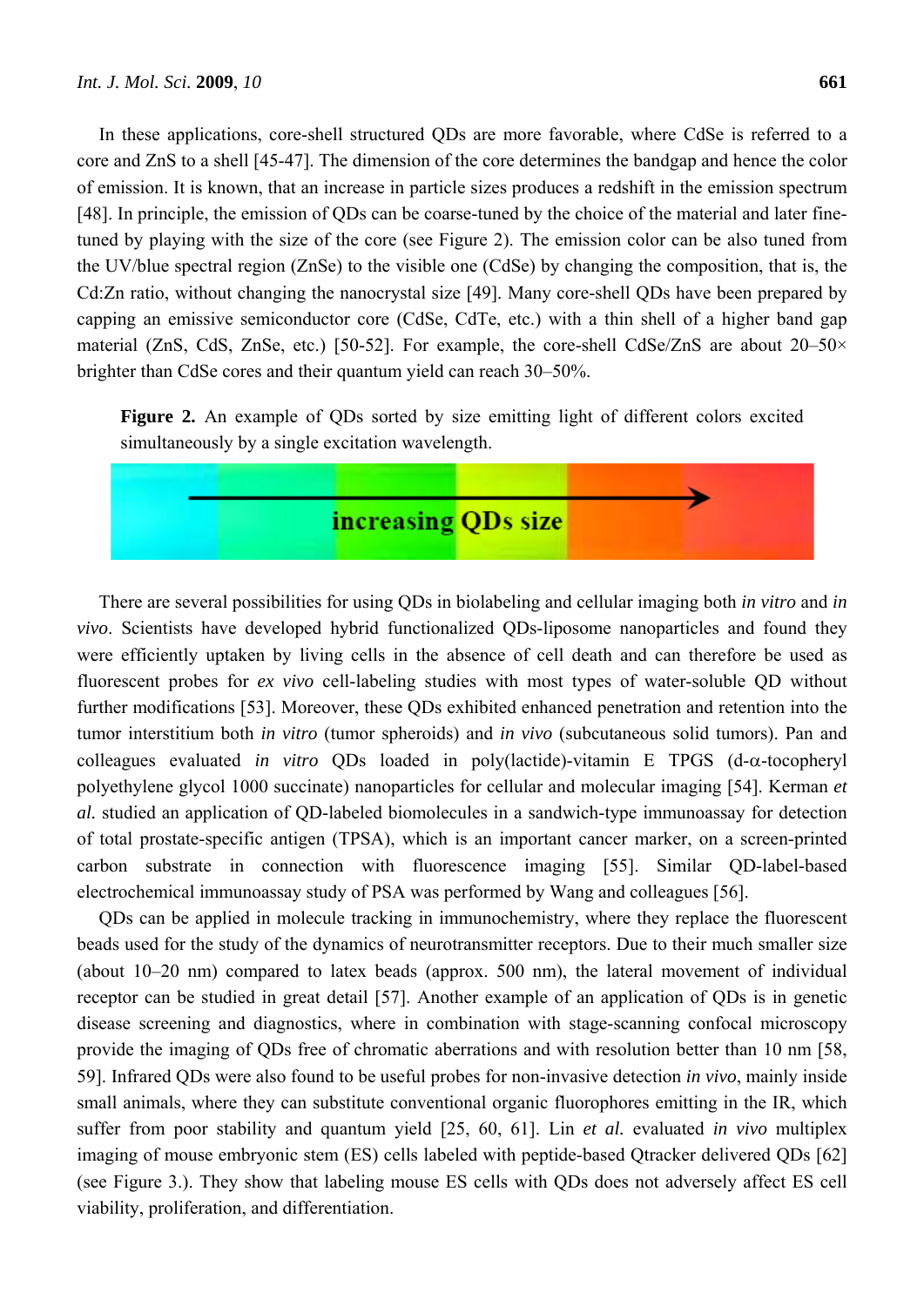In these applications, core-shell structured QDs are more favorable, where CdSe is referred to a core and ZnS to a shell [45-47]. The dimension of the core determines the bandgap and hence the color of emission. It is known, that an increase in particle sizes produces a redshift in the emission spectrum [48]. In principle, the emission of QDs can be coarse-tuned by the choice of the material and later fine-tuned by playing with the size of the core (see Figure 2). The emission color can be also tuned from the UV/blue spectral region (ZnSe) to the visible one (CdSe) by changing the composition, that is, the Cd:Zn ratio, without changing the nanocrystal size [49]. Many core-shell QDs have been prepared by capping an emissive semiconductor core (CdSe, CdTe, etc.) with a thin shell of a higher band gap material (ZnS, CdS, ZnSe, etc.) [50-52]. For example, the core-shell CdSe/ZnS are about 20–50× brighter than CdSe cores and their quantum yield can reach 30–50%.

**Figure 2.** An example of QDs sorted by size emitting light of different colors excited simultaneously by a single excitation wavelength.

increasing QDs size

There are several possibilities for using QDs in biolabeling and cellular imaging both *in vitro* and *in vivo*. Scientists have developed hybrid functionalized QDs-liposome nanoparticles and found they were efficiently uptaken by living cells in the absence of cell death and can therefore be used as fluorescent probes for *ex vivo* cell-labeling studies with most types of water-soluble QD without further modifications [53]. Moreover, these QDs exhibited enhanced penetration and retention into the tumor interstitium both *in vitro* (tumor spheroids) and *in vivo* (subcutaneous solid tumors). Pan and colleagues evaluated *in vitro* QDs loaded in poly(lactide)-vitamin E TPGS (d-α-tocopheryl polyethylene glycol 1000 succinate) nanoparticles for cellular and molecular imaging [54]. Kerman *et al.* studied an application of QD-labeled biomolecules in a sandwich-type immunoassay for detection of total prostate-specific antigen (TPSA), which is an important cancer marker, on a screen-printed carbon substrate in connection with fluorescence imaging [55]. Similar QD-label-based electrochemical immunoassay study of PSA was performed by Wang and colleagues [56].

QDs can be applied in molecule tracking in immunochemistry, where they replace the fluorescent beads used for the study of the dynamics of neurotransmitter receptors. Due to their much smaller size (about 10–20 nm) compared to latex beads (approx. 500 nm), the lateral movement of individual receptor can be studied in great detail [57]. Another example of an application of QDs is in genetic disease screening and diagnostics, where in combination with stage-scanning confocal microscopy provide the imaging of QDs free of chromatic aberrations and with resolution better than 10 nm [58, 59]. Infrared QDs were also found to be useful probes for non-invasive detection *in vivo*, mainly inside small animals, where they can substitute conventional organic fluorophores emitting in the IR, which suffer from poor stability and quantum yield [25, 60, 61]. Lin *et al.* evaluated *in vivo* multiplex imaging of mouse embryonic stem (ES) cells labeled with peptide-based Qtracker delivered QDs [62] (see Figure 3.). They show that labeling mouse ES cells with QDs does not adversely affect ES cell viability, proliferation, and differentiation.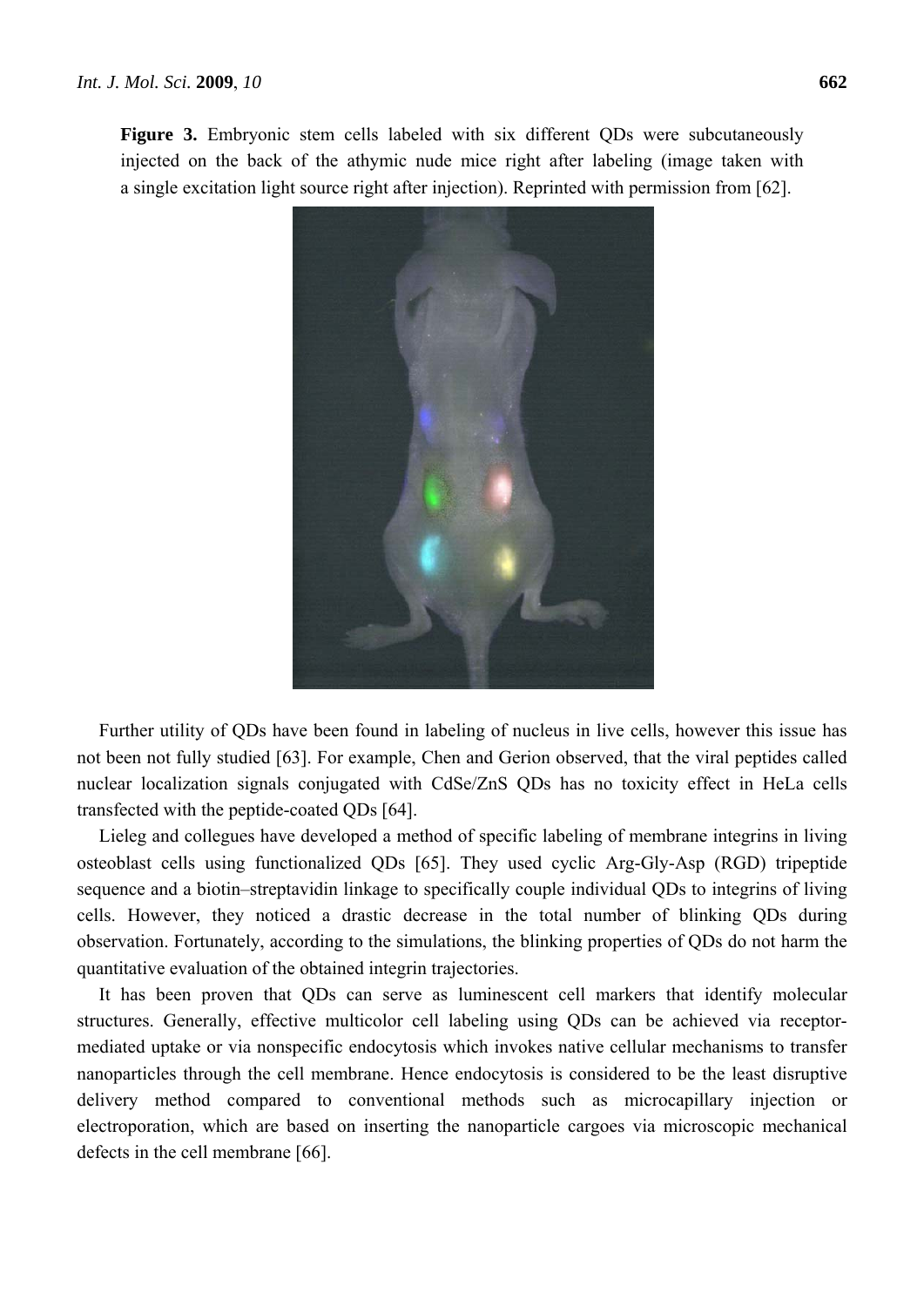**Figure 3.** Embryonic stem cells labeled with six different QDs were subcutaneously injected on the back of the athymic nude mice right after labeling (image taken with a single excitation light source right after injection). Reprinted with permission from [62].

Further utility of QDs have been found in labeling of nucleus in live cells, however this issue has not been not fully studied [63]. For example, Chen and Gerion observed, that the viral peptides called nuclear localization signals conjugated with CdSe/ZnS QDs has no toxicity effect in HeLa cells transfected with the peptide-coated QDs [64].

Lieleg and collegues have developed a method of specific labeling of membrane integrins in living osteoblast cells using functionalized QDs [65]. They used cyclic Arg-Gly-Asp (RGD) tripeptide sequence and a biotin–streptavidin linkage to specifically couple individual QDs to integrins of living cells. However, they noticed a drastic decrease in the total number of blinking QDs during observation. Fortunately, according to the simulations, the blinking properties of QDs do not harm the quantitative evaluation of the obtained integrin trajectories.

It has been proven that QDs can serve as luminescent cell markers that identify molecular structures. Generally, effective multicolor cell labeling using QDs can be achieved via receptor-mediated uptake or via nonspecific endocytosis which invokes native cellular mechanisms to transfer nanoparticles through the cell membrane. Hence endocytosis is considered to be the least disruptive delivery method compared to conventional methods such as microcapillary injection or electroporation, which are based on inserting the nanoparticle cargoes via microscopic mechanical defects in the cell membrane [66].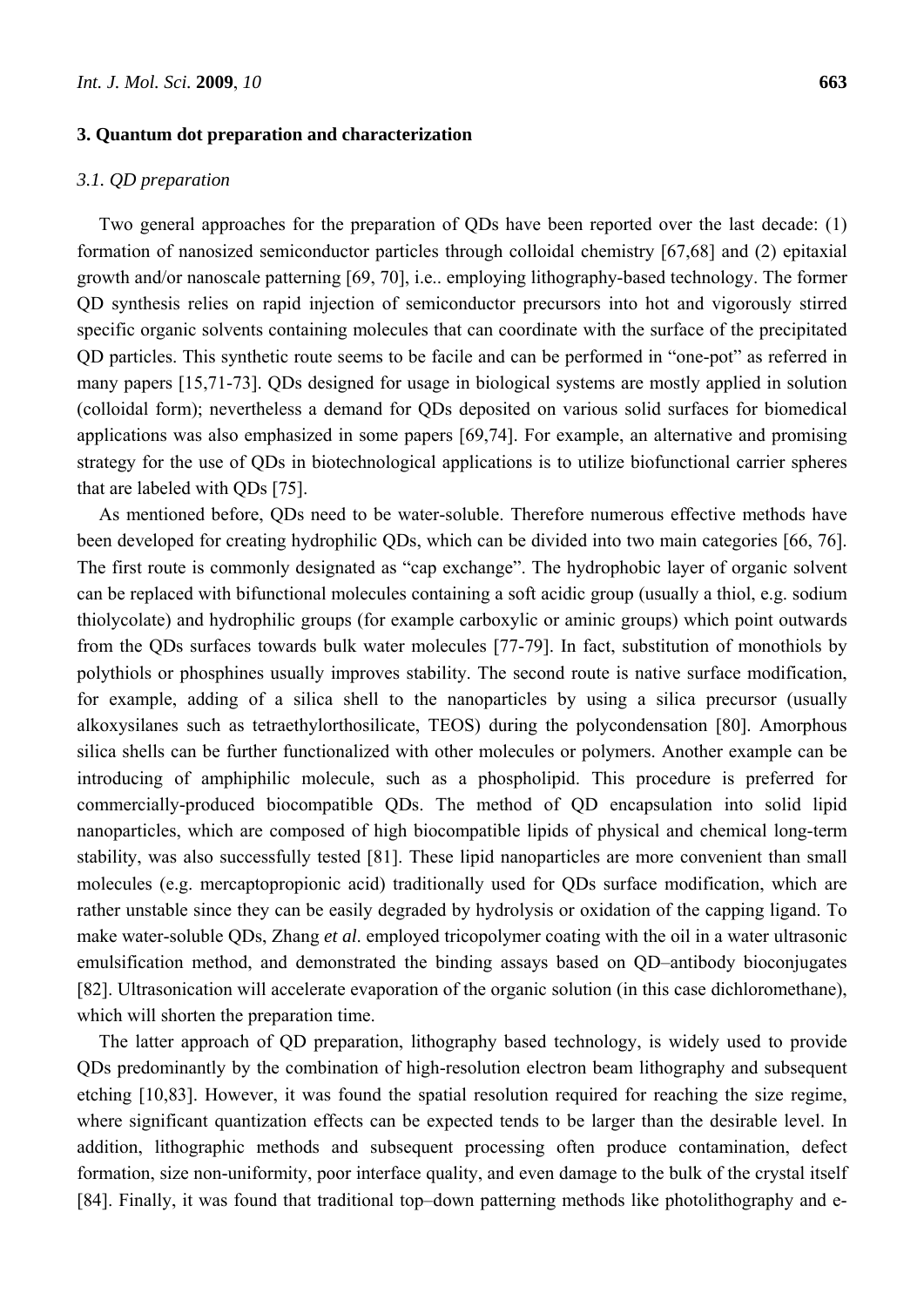## 3. Quantum dot preparation and characterization

### *3.1. QD preparation*

Two general approaches for the preparation of QDs have been reported over the last decade: (1) formation of nanosized semiconductor particles through colloidal chemistry [67,68] and (2) epitaxial growth and/or nanoscale patterning [69, 70], i.e.. employing lithography-based technology. The former QD synthesis relies on rapid injection of semiconductor precursors into hot and vigorously stirred specific organic solvents containing molecules that can coordinate with the surface of the precipitated QD particles. This synthetic route seems to be facile and can be performed in "one-pot" as referred in many papers [15,71-73]. QDs designed for usage in biological systems are mostly applied in solution (colloidal form); nevertheless a demand for QDs deposited on various solid surfaces for biomedical applications was also emphasized in some papers [69,74]. For example, an alternative and promising strategy for the use of QDs in biotechnological applications is to utilize biofunctional carrier spheres that are labeled with QDs [75].

As mentioned before, QDs need to be water-soluble. Therefore numerous effective methods have been developed for creating hydrophilic QDs, which can be divided into two main categories [66, 76]. The first route is commonly designated as "cap exchange". The hydrophobic layer of organic solvent can be replaced with bifunctional molecules containing a soft acidic group (usually a thiol, e.g. sodium thiolycolate) and hydrophilic groups (for example carboxylic or aminic groups) which point outwards from the QDs surfaces towards bulk water molecules [77-79]. In fact, substitution of monothiols by polythiols or phosphines usually improves stability. The second route is native surface modification, for example, adding of a silica shell to the nanoparticles by using a silica precursor (usually alkoxysilanes such as tetraethylorthosilicate, TEOS) during the polycondensation [80]. Amorphous silica shells can be further functionalized with other molecules or polymers. Another example can be introducing of amphiphilic molecule, such as a phospholipid. This procedure is preferred for commercially-produced biocompatible QDs. The method of QD encapsulation into solid lipid nanoparticles, which are composed of high biocompatible lipids of physical and chemical long-term stability, was also successfully tested [81]. These lipid nanoparticles are more convenient than small molecules (e.g. mercaptopropionic acid) traditionally used for QDs surface modification, which are rather unstable since they can be easily degraded by hydrolysis or oxidation of the capping ligand. To make water-soluble QDs, Zhang *et al*. employed tricopolymer coating with the oil in a water ultrasonic emulsification method, and demonstrated the binding assays based on QD–antibody bioconjugates [82]. Ultrasonication will accelerate evaporation of the organic solution (in this case dichloromethane), which will shorten the preparation time.

The latter approach of QD preparation, lithography based technology, is widely used to provide QDs predominantly by the combination of high-resolution electron beam lithography and subsequent etching [10,83]. However, it was found the spatial resolution required for reaching the size regime, where significant quantization effects can be expected tends to be larger than the desirable level. In addition, lithographic methods and subsequent processing often produce contamination, defect formation, size non-uniformity, poor interface quality, and even damage to the bulk of the crystal itself [84]. Finally, it was found that traditional top–down patterning methods like photolithography and e-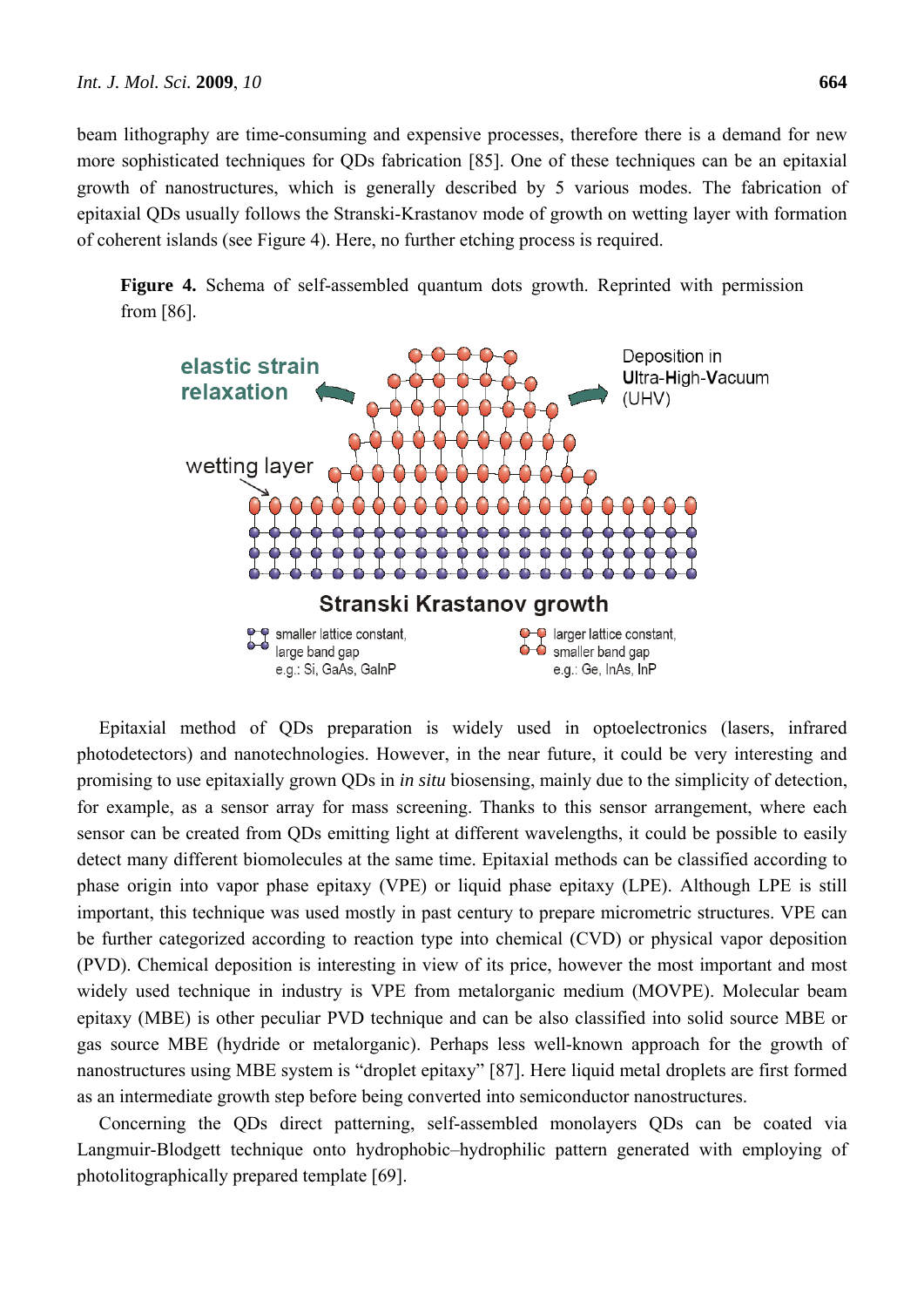beam lithography are time-consuming and expensive processes, therefore there is a demand for new more sophisticated techniques for QDs fabrication [85]. One of these techniques can be an epitaxial growth of nanostructures, which is generally described by 5 various modes. The fabrication of epitaxial QDs usually follows the Stranski-Krastanov mode of growth on wetting layer with formation of coherent islands (see Figure 4). Here, no further etching process is required.

**Figure 4.** Schema of self-assembled quantum dots growth. Reprinted with permission from [86].

Epitaxial method of QDs preparation is widely used in optoelectronics (lasers, infrared photodetectors) and nanotechnologies. However, in the near future, it could be very interesting and promising to use epitaxially grown QDs in *in situ* biosensing, mainly due to the simplicity of detection, for example, as a sensor array for mass screening. Thanks to this sensor arrangement, where each sensor can be created from QDs emitting light at different wavelengths, it could be possible to easily detect many different biomolecules at the same time. Epitaxial methods can be classified according to phase origin into vapor phase epitaxy (VPE) or liquid phase epitaxy (LPE). Although LPE is still important, this technique was used mostly in past century to prepare micrometric structures. VPE can be further categorized according to reaction type into chemical (CVD) or physical vapor deposition (PVD). Chemical deposition is interesting in view of its price, however the most important and most widely used technique in industry is VPE from metalorganic medium (MOVPE). Molecular beam epitaxy (MBE) is other peculiar PVD technique and can be also classified into solid source MBE or gas source MBE (hydride or metalorganic). Perhaps less well-known approach for the growth of nanostructures using MBE system is "droplet epitaxy" [87]. Here liquid metal droplets are first formed as an intermediate growth step before being converted into semiconductor nanostructures.

Concerning the QDs direct patterning, self-assembled monolayers QDs can be coated via Langmuir-Blodgett technique onto hydrophobic–hydrophilic pattern generated with employing of photolitographically prepared template [69].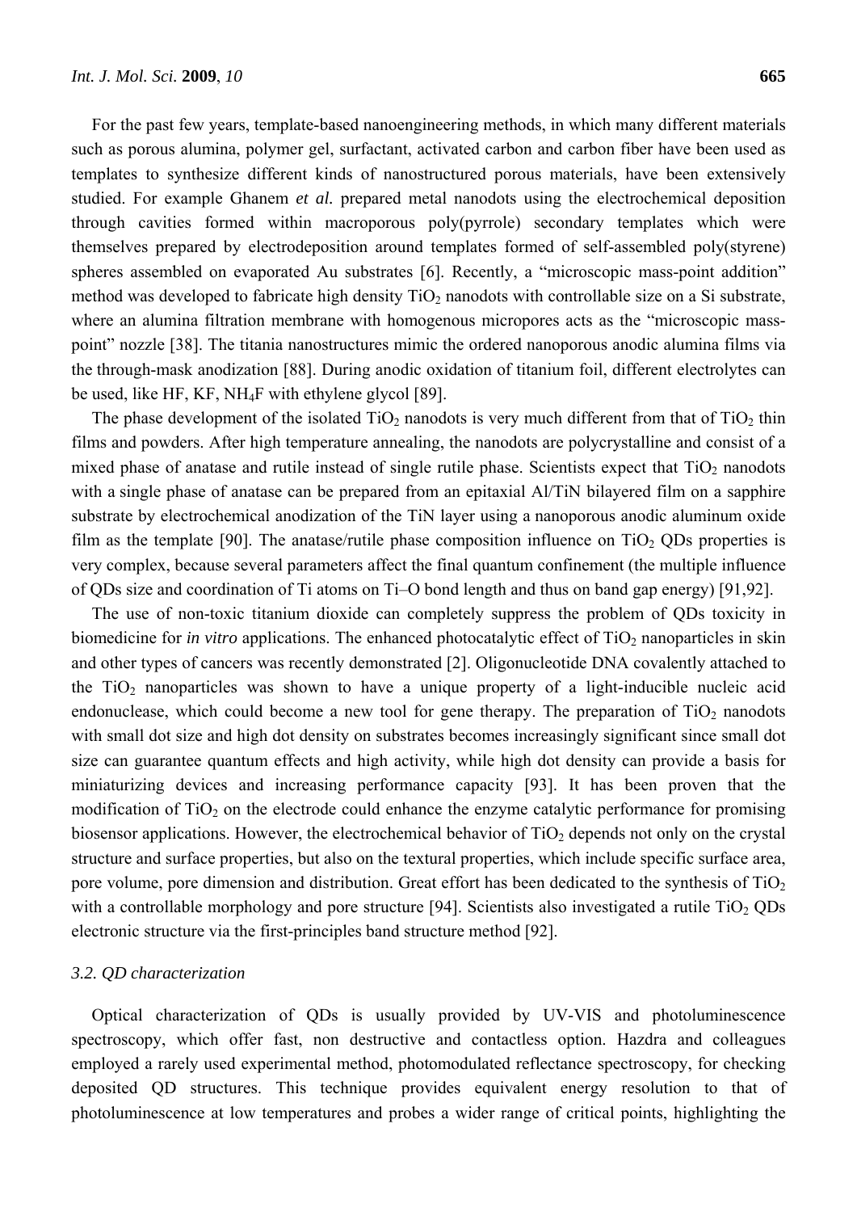For the past few years, template-based nanoengineering methods, in which many different materials such as porous alumina, polymer gel, surfactant, activated carbon and carbon fiber have been used as templates to synthesize different kinds of nanostructured porous materials, have been extensively studied. For example Ghanem *et al.* prepared metal nanodots using the electrochemical deposition through cavities formed within macroporous poly(pyrrole) secondary templates which were themselves prepared by electrodeposition around templates formed of self-assembled poly(styrene) spheres assembled on evaporated Au substrates [6]. Recently, a "microscopic mass-point addition" method was developed to fabricate high density $TiO_2$ nanodots with controllable size on a Si substrate, where an alumina filtration membrane with homogenous micropores acts as the "microscopic mass-point" nozzle [38]. The titania nanostructures mimic the ordered nanoporous anodic alumina films via the through-mask anodization [88]. During anodic oxidation of titanium foil, different electrolytes can be used, like HF, KF, $NH_4F$ with ethylene glycol [89].

The phase development of the isolated $TiO_2$ nanodots is very much different from that of $TiO_2$ thin films and powders. After high temperature annealing, the nanodots are polycrystalline and consist of a mixed phase of anatase and rutile instead of single rutile phase. Scientists expect that $TiO_2$ nanodots with a single phase of anatase can be prepared from an epitaxial Al/TiN bilayered film on a sapphire substrate by electrochemical anodization of the TiN layer using a nanoporous anodic aluminum oxide film as the template [90]. The anatase/rutile phase composition influence on $TiO_2$ QDs properties is very complex, because several parameters affect the final quantum confinement (the multiple influence of QDs size and coordination of Ti atoms on Ti–O bond length and thus on band gap energy) [91,92].

The use of non-toxic titanium dioxide can completely suppress the problem of QDs toxicity in biomedicine for *in vitro* applications. The enhanced photocatalytic effect of $TiO_2$ nanoparticles in skin and other types of cancers was recently demonstrated [2]. Oligonucleotide DNA covalently attached to the $TiO_2$ nanoparticles was shown to have a unique property of a light-inducible nucleic acid endonuclease, which could become a new tool for gene therapy. The preparation of $TiO_2$ nanodots with small dot size and high dot density on substrates becomes increasingly significant since small dot size can guarantee quantum effects and high activity, while high dot density can provide a basis for miniaturizing devices and increasing performance capacity [93]. It has been proven that the modification of $TiO_2$ on the electrode could enhance the enzyme catalytic performance for promising biosensor applications. However, the electrochemical behavior of $TiO_2$ depends not only on the crystal structure and surface properties, but also on the textural properties, which include specific surface area, pore volume, pore dimension and distribution. Great effort has been dedicated to the synthesis of $TiO_2$ with a controllable morphology and pore structure [94]. Scientists also investigated a rutile $TiO_2$ QDs electronic structure via the first-principles band structure method [92].

### 3.2. QD characterization

Optical characterization of QDs is usually provided by UV-VIS and photoluminescence spectroscopy, which offer fast, non destructive and contactless option. Hazdra and colleagues employed a rarely used experimental method, photomodulated reflectance spectroscopy, for checking deposited QD structures. This technique provides equivalent energy resolution to that of photoluminescence at low temperatures and probes a wider range of critical points, highlighting the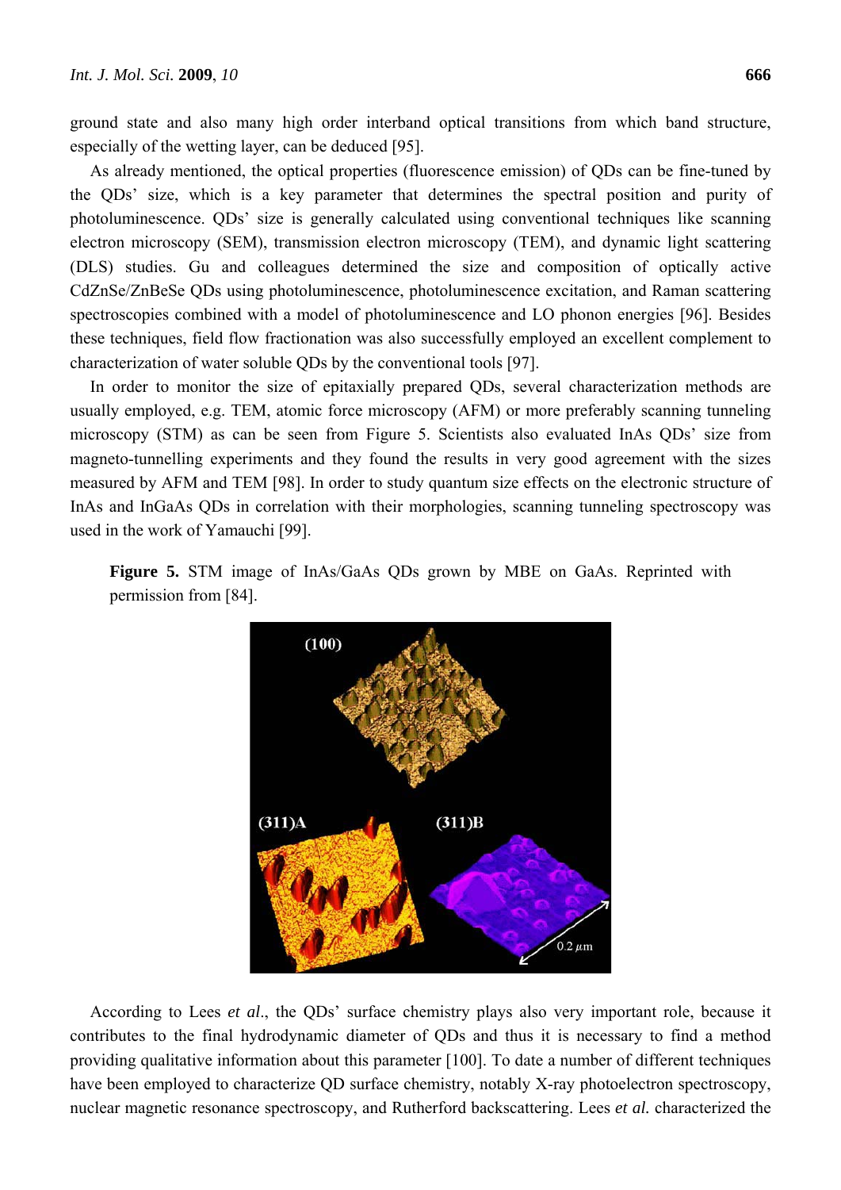ground state and also many high order interband optical transitions from which band structure, especially of the wetting layer, can be deduced [95].

As already mentioned, the optical properties (fluorescence emission) of QDs can be fine-tuned by the QDs' size, which is a key parameter that determines the spectral position and purity of photoluminescence. QDs' size is generally calculated using conventional techniques like scanning electron microscopy (SEM), transmission electron microscopy (TEM), and dynamic light scattering (DLS) studies. Gu and colleagues determined the size and composition of optically active CdZnSe/ZnBeSe QDs using photoluminescence, photoluminescence excitation, and Raman scattering spectroscopies combined with a model of photoluminescence and LO phonon energies [96]. Besides these techniques, field flow fractionation was also successfully employed an excellent complement to characterization of water soluble QDs by the conventional tools [97].

In order to monitor the size of epitaxially prepared QDs, several characterization methods are usually employed, e.g. TEM, atomic force microscopy (AFM) or more preferably scanning tunneling microscopy (STM) as can be seen from Figure 5. Scientists also evaluated InAs QDs' size from magneto-tunnelling experiments and they found the results in very good agreement with the sizes measured by AFM and TEM [98]. In order to study quantum size effects on the electronic structure of InAs and InGaAs QDs in correlation with their morphologies, scanning tunneling spectroscopy was used in the work of Yamauchi [99].

**Figure 5.** STM image of InAs/GaAs QDs grown by MBE on GaAs. Reprinted with permission from [84].

According to Lees *et al*., the QDs' surface chemistry plays also very important role, because it contributes to the final hydrodynamic diameter of QDs and thus it is necessary to find a method providing qualitative information about this parameter [100]. To date a number of different techniques have been employed to characterize QD surface chemistry, notably X-ray photoelectron spectroscopy, nuclear magnetic resonance spectroscopy, and Rutherford backscattering. Lees *et al.* characterized the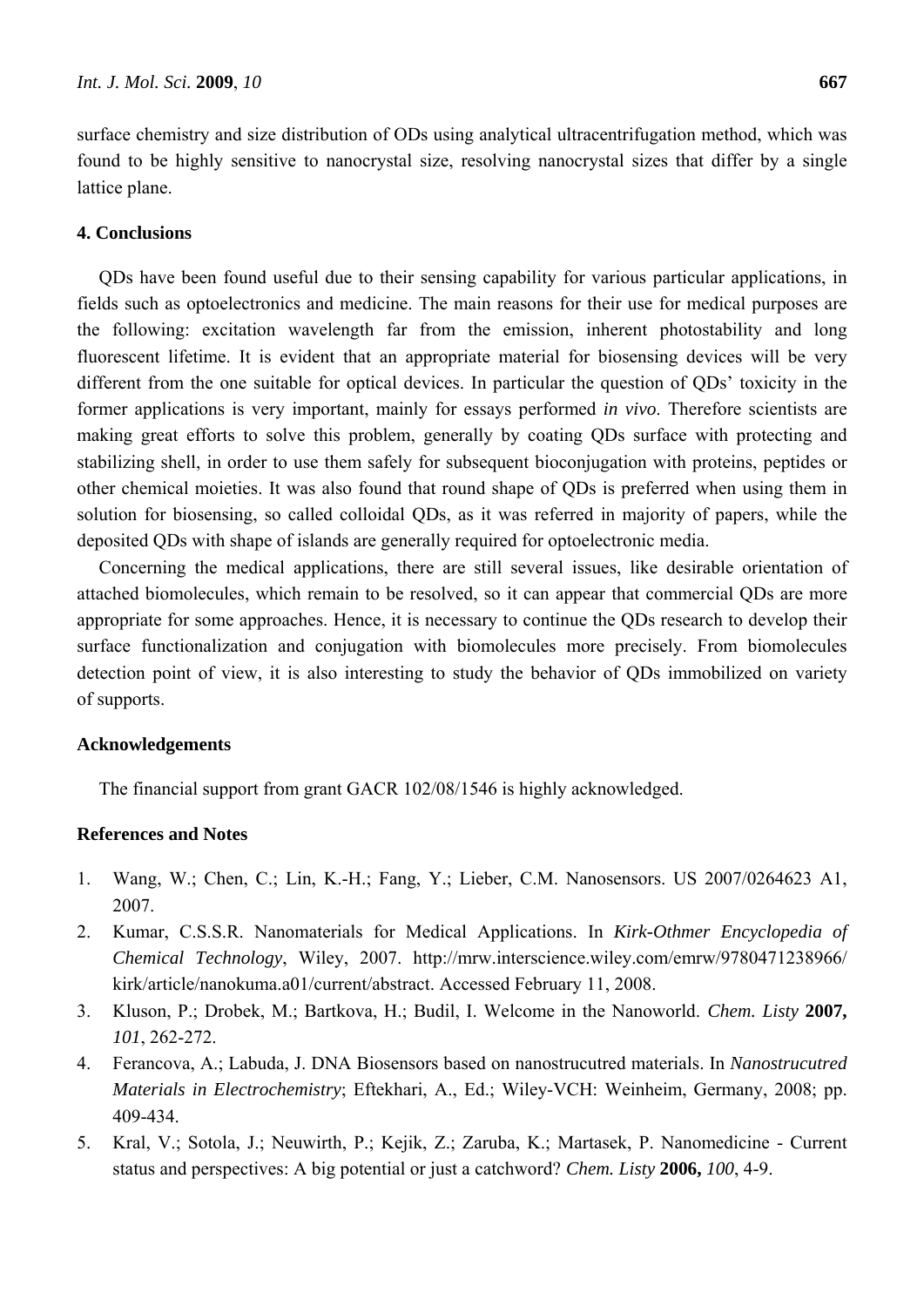surface chemistry and size distribution of ODs using analytical ultracentrifugation method, which was found to be highly sensitive to nanocrystal size, resolving nanocrystal sizes that differ by a single lattice plane.

## 4. Conclusions

QDs have been found useful due to their sensing capability for various particular applications, in fields such as optoelectronics and medicine. The main reasons for their use for medical purposes are the following: excitation wavelength far from the emission, inherent photostability and long fluorescent lifetime. It is evident that an appropriate material for biosensing devices will be very different from the one suitable for optical devices. In particular the question of QDs' toxicity in the former applications is very important, mainly for essays performed *in vivo*. Therefore scientists are making great efforts to solve this problem, generally by coating QDs surface with protecting and stabilizing shell, in order to use them safely for subsequent bioconjugation with proteins, peptides or other chemical moieties. It was also found that round shape of QDs is preferred when using them in solution for biosensing, so called colloidal QDs, as it was referred in majority of papers, while the deposited QDs with shape of islands are generally required for optoelectronic media.

Concerning the medical applications, there are still several issues, like desirable orientation of attached biomolecules, which remain to be resolved, so it can appear that commercial QDs are more appropriate for some approaches. Hence, it is necessary to continue the QDs research to develop their surface functionalization and conjugation with biomolecules more precisely. From biomolecules detection point of view, it is also interesting to study the behavior of QDs immobilized on variety of supports.

## Acknowledgements

The financial support from grant GACR 102/08/1546 is highly acknowledged.

## References and Notes

1. Wang, W.; Chen, C.; Lin, K.-H.; Fang, Y.; Lieber, C.M. Nanosensors. US 2007/0264623 A1, 2007.
2. Kumar, C.S.S.R. Nanomaterials for Medical Applications. In *Kirk-Othmer Encyclopedia of Chemical Technology*, Wiley, 2007. http://mrw.interscience.wiley.com/emrw/9780471238966/kirk/article/nanokuma.a01/current/abstract. Accessed February 11, 2008.
3. Kluson, P.; Drobek, M.; Bartkova, H.; Budil, I. Welcome in the Nanoworld. *Chem. Listy* **2007,** *101*, 262-272.
4. Ferancova, A.; Labuda, J. DNA Biosensors based on nanostrucutred materials. In *Nanostrucutred Materials in Electrochemistry*; Eftekhari, A., Ed.; Wiley-VCH: Weinheim, Germany, 2008; pp. 409-434.
5. Kral, V.; Sotola, J.; Neuwirth, P.; Kejik, Z.; Zaruba, K.; Martasek, P. Nanomedicine - Current status and perspectives: A big potential or just a catchword? *Chem. Listy* **2006,** *100*, 4-9.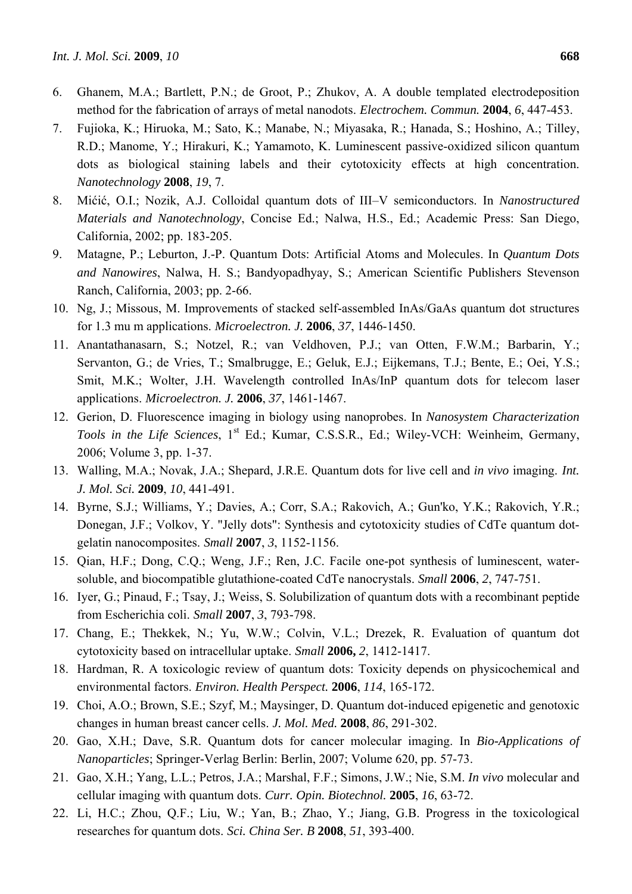6. Ghanem, M.A.; Bartlett, P.N.; de Groot, P.; Zhukov, A. A double templated electrodeposition method for the fabrication of arrays of metal nanodots. *Electrochem. Commun.* **2004**, *6*, 447-453.
7. Fujioka, K.; Hiruoka, M.; Sato, K.; Manabe, N.; Miyasaka, R.; Hanada, S.; Hoshino, A.; Tilley, R.D.; Manome, Y.; Hirakuri, K.; Yamamoto, K. Luminescent passive-oxidized silicon quantum dots as biological staining labels and their cytotoxicity effects at high concentration. *Nanotechnology* **2008**, *19*, 7.
8. Mićić, O.I.; Nozik, A.J. Colloidal quantum dots of III–V semiconductors. In *Nanostructured Materials and Nanotechnology*, Concise Ed.; Nalwa, H.S., Ed.; Academic Press: San Diego, California, 2002; pp. 183-205.
9. Matagne, P.; Leburton, J.-P. Quantum Dots: Artificial Atoms and Molecules. In *Quantum Dots and Nanowires*, Nalwa, H. S.; Bandyopadhyay, S.; American Scientific Publishers Stevenson Ranch, California, 2003; pp. 2-66.
10. Ng, J.; Missous, M. Improvements of stacked self-assembled InAs/GaAs quantum dot structures for 1.3 mu m applications. *Microelectron. J.* **2006**, *37*, 1446-1450.
11. Anantathanasarn, S.; Notzel, R.; van Veldhoven, P.J.; van Otten, F.W.M.; Barbarin, Y.; Servanton, G.; de Vries, T.; Smalbrugge, E.; Geluk, E.J.; Eijkemans, T.J.; Bente, E.; Oei, Y.S.; Smit, M.K.; Wolter, J.H. Wavelength controlled InAs/InP quantum dots for telecom laser applications. *Microelectron. J.* **2006**, *37*, 1461-1467.
12. Gerion, D. Fluorescence imaging in biology using nanoprobes. In *Nanosystem Characterization Tools in the Life Sciences*, 1st Ed.; Kumar, C.S.S.R., Ed.; Wiley-VCH: Weinheim, Germany, 2006; Volume 3, pp. 1-37.
13. Walling, M.A.; Novak, J.A.; Shepard, J.R.E. Quantum dots for live cell and *in vivo* imaging. *Int. J. Mol. Sci.* **2009**, *10*, 441-491.
14. Byrne, S.J.; Williams, Y.; Davies, A.; Corr, S.A.; Rakovich, A.; Gun'ko, Y.K.; Rakovich, Y.R.; Donegan, J.F.; Volkov, Y. "Jelly dots": Synthesis and cytotoxicity studies of CdTe quantum dot-gelatin nanocomposites. *Small* **2007**, *3*, 1152-1156.
15. Qian, H.F.; Dong, C.Q.; Weng, J.F.; Ren, J.C. Facile one-pot synthesis of luminescent, water-soluble, and biocompatible glutathione-coated CdTe nanocrystals. *Small* **2006**, *2*, 747-751.
16. Iyer, G.; Pinaud, F.; Tsay, J.; Weiss, S. Solubilization of quantum dots with a recombinant peptide from Escherichia coli. *Small* **2007**, *3*, 793-798.
17. Chang, E.; Thekkek, N.; Yu, W.W.; Colvin, V.L.; Drezek, R. Evaluation of quantum dot cytotoxicity based on intracellular uptake. *Small* **2006,** *2*, 1412-1417.
18. Hardman, R. A toxicologic review of quantum dots: Toxicity depends on physicochemical and environmental factors. *Environ. Health Perspect.* **2006**, *114*, 165-172.
19. Choi, A.O.; Brown, S.E.; Szyf, M.; Maysinger, D. Quantum dot-induced epigenetic and genotoxic changes in human breast cancer cells. *J. Mol. Med.* **2008**, *86*, 291-302.
20. Gao, X.H.; Dave, S.R. Quantum dots for cancer molecular imaging. In *Bio-Applications of Nanoparticles*; Springer-Verlag Berlin: Berlin, 2007; Volume 620, pp. 57-73.
21. Gao, X.H.; Yang, L.L.; Petros, J.A.; Marshal, F.F.; Simons, J.W.; Nie, S.M. *In vivo* molecular and cellular imaging with quantum dots. *Curr. Opin. Biotechnol.* **2005**, *16*, 63-72.
22. Li, H.C.; Zhou, Q.F.; Liu, W.; Yan, B.; Zhao, Y.; Jiang, G.B. Progress in the toxicological researches for quantum dots. *Sci. China Ser. B* **2008**, *51*, 393-400.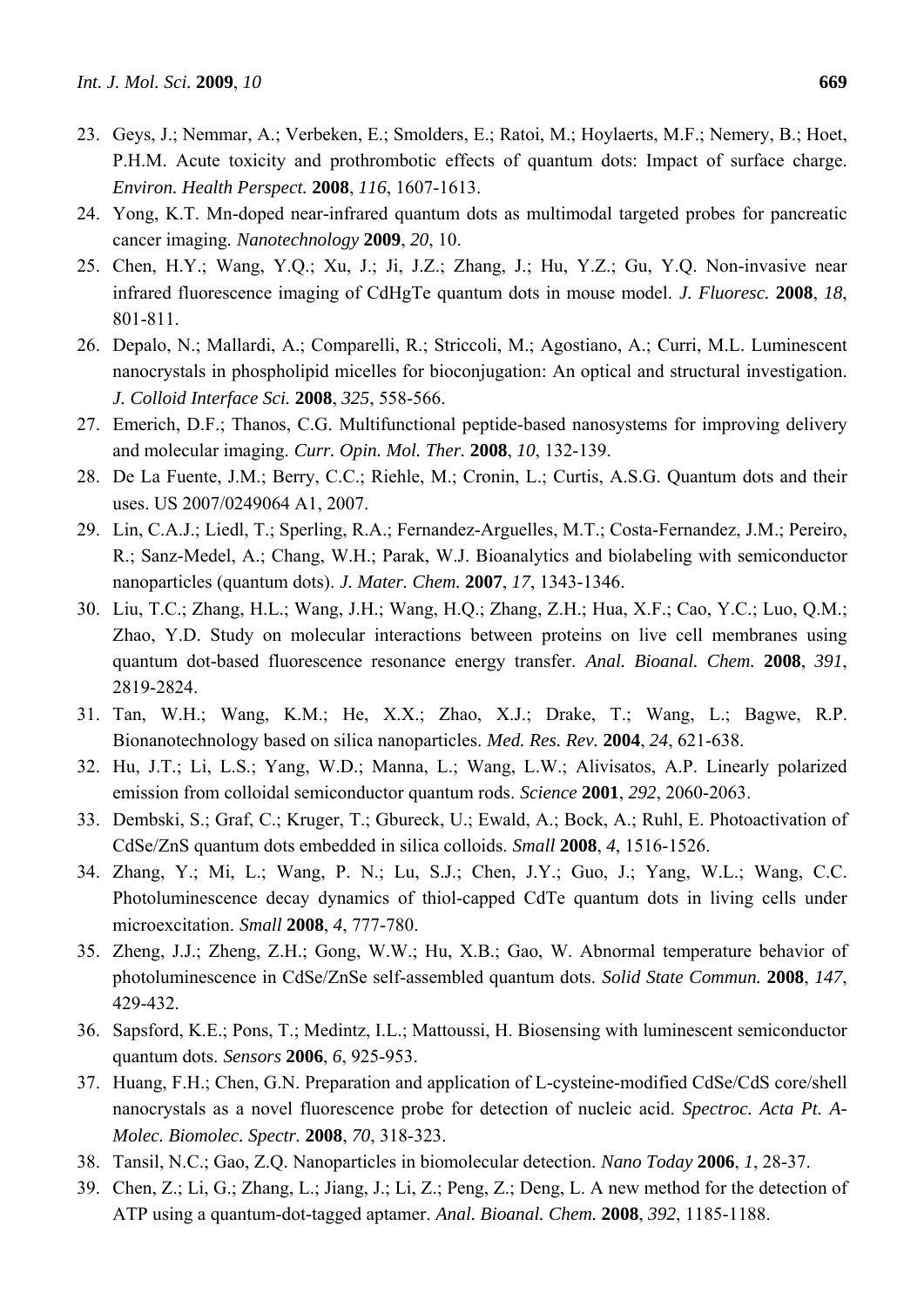23. Geys, J.; Nemmar, A.; Verbeken, E.; Smolders, E.; Ratoi, M.; Hoylaerts, M.F.; Nemery, B.; Hoet, P.H.M. Acute toxicity and prothrombotic effects of quantum dots: Impact of surface charge. *Environ. Health Perspect.* **2008**, *116*, 1607-1613.
24. Yong, K.T. Mn-doped near-infrared quantum dots as multimodal targeted probes for pancreatic cancer imaging. *Nanotechnology* **2009**, *20*, 10.
25. Chen, H.Y.; Wang, Y.Q.; Xu, J.; Ji, J.Z.; Zhang, J.; Hu, Y.Z.; Gu, Y.Q. Non-invasive near infrared fluorescence imaging of CdHgTe quantum dots in mouse model. *J. Fluoresc.* **2008**, *18*, 801-811.
26. Depalo, N.; Mallardi, A.; Comparelli, R.; Striccoli, M.; Agostiano, A.; Curri, M.L. Luminescent nanocrystals in phospholipid micelles for bioconjugation: An optical and structural investigation. *J. Colloid Interface Sci.* **2008**, *325*, 558-566.
27. Emerich, D.F.; Thanos, C.G. Multifunctional peptide-based nanosystems for improving delivery and molecular imaging. *Curr. Opin. Mol. Ther.* **2008**, *10*, 132-139.
28. De La Fuente, J.M.; Berry, C.C.; Riehle, M.; Cronin, L.; Curtis, A.S.G. Quantum dots and their uses. US 2007/0249064 A1, 2007.
29. Lin, C.A.J.; Liedl, T.; Sperling, R.A.; Fernandez-Arguelles, M.T.; Costa-Fernandez, J.M.; Pereiro, R.; Sanz-Medel, A.; Chang, W.H.; Parak, W.J. Bioanalytics and biolabeling with semiconductor nanoparticles (quantum dots). *J. Mater. Chem.* **2007**, *17*, 1343-1346.
30. Liu, T.C.; Zhang, H.L.; Wang, J.H.; Wang, H.Q.; Zhang, Z.H.; Hua, X.F.; Cao, Y.C.; Luo, Q.M.; Zhao, Y.D. Study on molecular interactions between proteins on live cell membranes using quantum dot-based fluorescence resonance energy transfer. *Anal. Bioanal. Chem.* **2008**, *391*, 2819-2824.
31. Tan, W.H.; Wang, K.M.; He, X.X.; Zhao, X.J.; Drake, T.; Wang, L.; Bagwe, R.P. Bionanotechnology based on silica nanoparticles. *Med. Res. Rev.* **2004**, *24*, 621-638.
32. Hu, J.T.; Li, L.S.; Yang, W.D.; Manna, L.; Wang, L.W.; Alivisatos, A.P. Linearly polarized emission from colloidal semiconductor quantum rods. *Science* **2001**, *292*, 2060-2063.
33. Dembski, S.; Graf, C.; Kruger, T.; Gbureck, U.; Ewald, A.; Bock, A.; Ruhl, E. Photoactivation of CdSe/ZnS quantum dots embedded in silica colloids. *Small* **2008**, *4*, 1516-1526.
34. Zhang, Y.; Mi, L.; Wang, P. N.; Lu, S.J.; Chen, J.Y.; Guo, J.; Yang, W.L.; Wang, C.C. Photoluminescence decay dynamics of thiol-capped CdTe quantum dots in living cells under microexcitation. *Small* **2008**, *4*, 777-780.
35. Zheng, J.J.; Zheng, Z.H.; Gong, W.W.; Hu, X.B.; Gao, W. Abnormal temperature behavior of photoluminescence in CdSe/ZnSe self-assembled quantum dots. *Solid State Commun.* **2008**, *147*, 429-432.
36. Sapsford, K.E.; Pons, T.; Medintz, I.L.; Mattoussi, H. Biosensing with luminescent semiconductor quantum dots. *Sensors* **2006**, *6*, 925-953.
37. Huang, F.H.; Chen, G.N. Preparation and application of L-cysteine-modified CdSe/CdS core/shell nanocrystals as a novel fluorescence probe for detection of nucleic acid. *Spectroc. Acta Pt. A-Molec. Biomolec. Spectr.* **2008**, *70*, 318-323.
38. Tansil, N.C.; Gao, Z.Q. Nanoparticles in biomolecular detection. *Nano Today* **2006**, *1*, 28-37.
39. Chen, Z.; Li, G.; Zhang, L.; Jiang, J.; Li, Z.; Peng, Z.; Deng, L. A new method for the detection of ATP using a quantum-dot-tagged aptamer. *Anal. Bioanal. Chem.* **2008**, *392*, 1185-1188.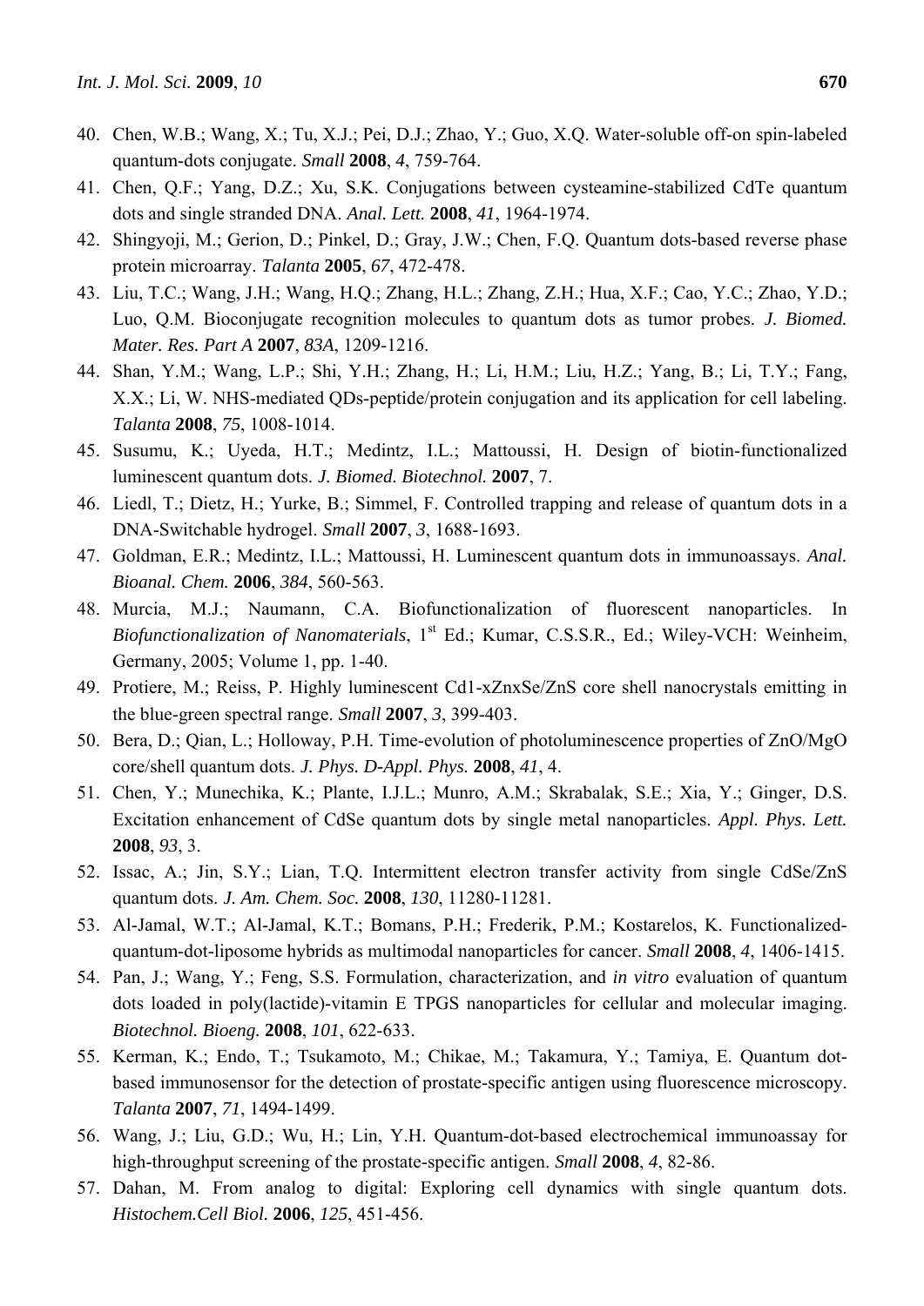40. Chen, W.B.; Wang, X.; Tu, X.J.; Pei, D.J.; Zhao, Y.; Guo, X.Q. Water-soluble off-on spin-labeled quantum-dots conjugate. *Small* **2008**, *4*, 759-764.
41. Chen, Q.F.; Yang, D.Z.; Xu, S.K. Conjugations between cysteamine-stabilized CdTe quantum dots and single stranded DNA. *Anal. Lett.* **2008**, *41*, 1964-1974.
42. Shingyoji, M.; Gerion, D.; Pinkel, D.; Gray, J.W.; Chen, F.Q. Quantum dots-based reverse phase protein microarray. *Talanta* **2005**, *67*, 472-478.
43. Liu, T.C.; Wang, J.H.; Wang, H.Q.; Zhang, H.L.; Zhang, Z.H.; Hua, X.F.; Cao, Y.C.; Zhao, Y.D.; Luo, Q.M. Bioconjugate recognition molecules to quantum dots as tumor probes. *J. Biomed. Mater. Res. Part A* **2007**, *83A*, 1209-1216.
44. Shan, Y.M.; Wang, L.P.; Shi, Y.H.; Zhang, H.; Li, H.M.; Liu, H.Z.; Yang, B.; Li, T.Y.; Fang, X.X.; Li, W. NHS-mediated QDs-peptide/protein conjugation and its application for cell labeling. *Talanta* **2008**, *75*, 1008-1014.
45. Susumu, K.; Uyeda, H.T.; Medintz, I.L.; Mattoussi, H. Design of biotin-functionalized luminescent quantum dots. *J. Biomed. Biotechnol.* **2007**, 7.
46. Liedl, T.; Dietz, H.; Yurke, B.; Simmel, F. Controlled trapping and release of quantum dots in a DNA-Switchable hydrogel. *Small* **2007**, *3*, 1688-1693.
47. Goldman, E.R.; Medintz, I.L.; Mattoussi, H. Luminescent quantum dots in immunoassays. *Anal. Bioanal. Chem.* **2006**, *384*, 560-563.
48. Murcia, M.J.; Naumann, C.A. Biofunctionalization of fluorescent nanoparticles. In *Biofunctionalization of Nanomaterials*, 1st Ed.; Kumar, C.S.S.R., Ed.; Wiley-VCH: Weinheim, Germany, 2005; Volume 1, pp. 1-40.
49. Protiere, M.; Reiss, P. Highly luminescent Cd1-xZnxSe/ZnS core shell nanocrystals emitting in the blue-green spectral range. *Small* **2007**, *3*, 399-403.
50. Bera, D.; Qian, L.; Holloway, P.H. Time-evolution of photoluminescence properties of ZnO/MgO core/shell quantum dots. *J. Phys. D-Appl. Phys.* **2008**, *41*, 4.
51. Chen, Y.; Munechika, K.; Plante, I.J.L.; Munro, A.M.; Skrabalak, S.E.; Xia, Y.; Ginger, D.S. Excitation enhancement of CdSe quantum dots by single metal nanoparticles. *Appl. Phys. Lett.* **2008**, *93*, 3.
52. Issac, A.; Jin, S.Y.; Lian, T.Q. Intermittent electron transfer activity from single CdSe/ZnS quantum dots. *J. Am. Chem. Soc.* **2008**, *130*, 11280-11281.
53. Al-Jamal, W.T.; Al-Jamal, K.T.; Bomans, P.H.; Frederik, P.M.; Kostarelos, K. Functionalized-quantum-dot-liposome hybrids as multimodal nanoparticles for cancer. *Small* **2008**, *4*, 1406-1415.
54. Pan, J.; Wang, Y.; Feng, S.S. Formulation, characterization, and *in vitro* evaluation of quantum dots loaded in poly(lactide)-vitamin E TPGS nanoparticles for cellular and molecular imaging. *Biotechnol. Bioeng.* **2008**, *101*, 622-633.
55. Kerman, K.; Endo, T.; Tsukamoto, M.; Chikae, M.; Takamura, Y.; Tamiya, E. Quantum dot-based immunosensor for the detection of prostate-specific antigen using fluorescence microscopy. *Talanta* **2007**, *71*, 1494-1499.
56. Wang, J.; Liu, G.D.; Wu, H.; Lin, Y.H. Quantum-dot-based electrochemical immunoassay for high-throughput screening of the prostate-specific antigen. *Small* **2008**, *4*, 82-86.
57. Dahan, M. From analog to digital: Exploring cell dynamics with single quantum dots. *Histochem.Cell Biol.* **2006**, *125*, 451-456.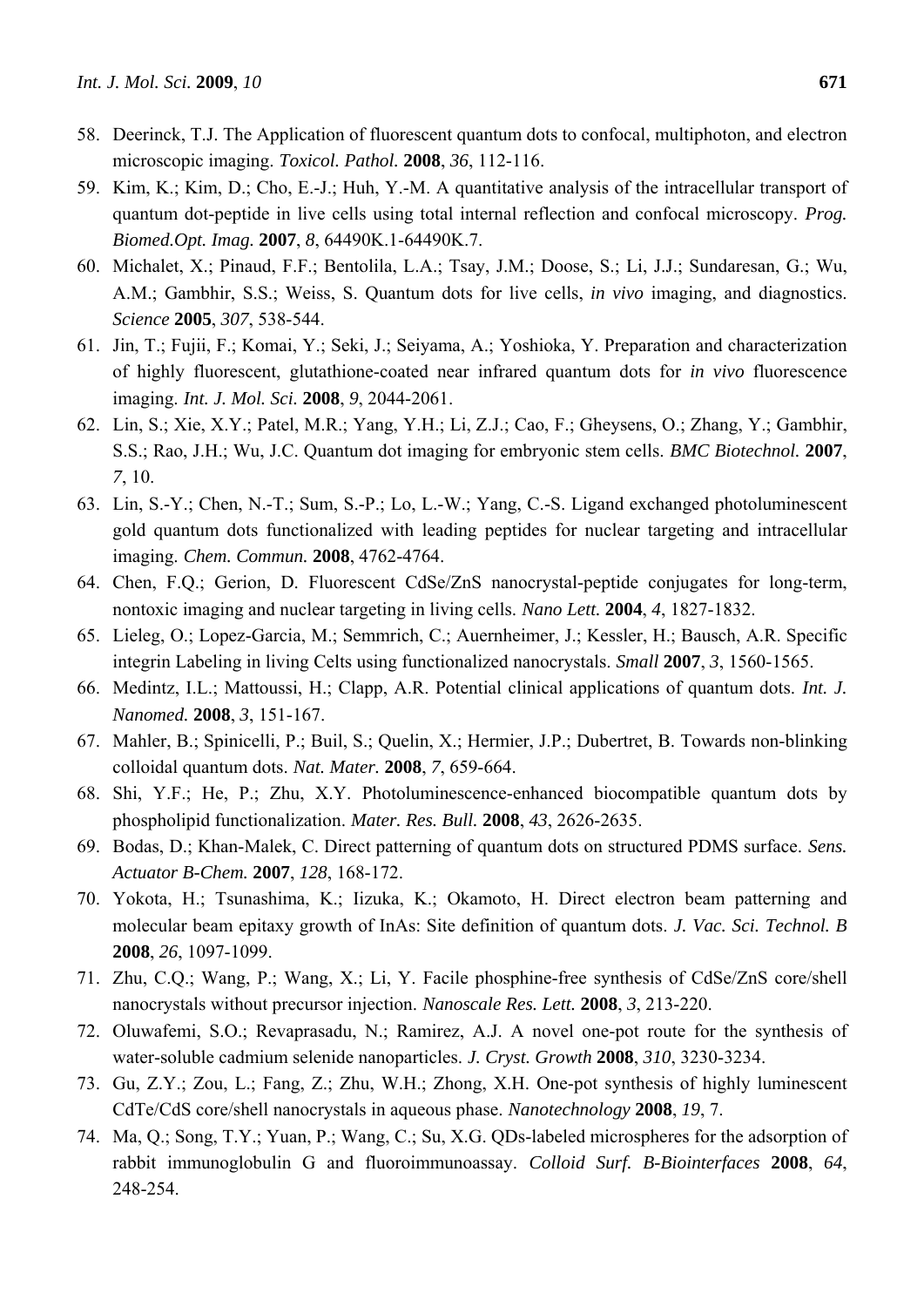58. Deerinck, T.J. The Application of fluorescent quantum dots to confocal, multiphoton, and electron microscopic imaging. *Toxicol. Pathol.* **2008**, *36*, 112-116.
59. Kim, K.; Kim, D.; Cho, E.-J.; Huh, Y.-M. A quantitative analysis of the intracellular transport of quantum dot-peptide in live cells using total internal reflection and confocal microscopy. *Prog. Biomed.Opt. Imag.* **2007**, *8*, 64490K.1-64490K.7.
60. Michalet, X.; Pinaud, F.F.; Bentolila, L.A.; Tsay, J.M.; Doose, S.; Li, J.J.; Sundaresan, G.; Wu, A.M.; Gambhir, S.S.; Weiss, S. Quantum dots for live cells, *in vivo* imaging, and diagnostics. *Science* **2005**, *307*, 538-544.
61. Jin, T.; Fujii, F.; Komai, Y.; Seki, J.; Seiyama, A.; Yoshioka, Y. Preparation and characterization of highly fluorescent, glutathione-coated near infrared quantum dots for *in vivo* fluorescence imaging. *Int. J. Mol. Sci.* **2008**, *9*, 2044-2061.
62. Lin, S.; Xie, X.Y.; Patel, M.R.; Yang, Y.H.; Li, Z.J.; Cao, F.; Gheysens, O.; Zhang, Y.; Gambhir, S.S.; Rao, J.H.; Wu, J.C. Quantum dot imaging for embryonic stem cells. *BMC Biotechnol.* **2007**, *7*, 10.
63. Lin, S.-Y.; Chen, N.-T.; Sum, S.-P.; Lo, L.-W.; Yang, C.-S. Ligand exchanged photoluminescent gold quantum dots functionalized with leading peptides for nuclear targeting and intracellular imaging. *Chem. Commun.* **2008**, 4762-4764.
64. Chen, F.Q.; Gerion, D. Fluorescent CdSe/ZnS nanocrystal-peptide conjugates for long-term, nontoxic imaging and nuclear targeting in living cells. *Nano Lett.* **2004**, *4*, 1827-1832.
65. Lieleg, O.; Lopez-Garcia, M.; Semmrich, C.; Auernheimer, J.; Kessler, H.; Bausch, A.R. Specific integrin Labeling in living Celts using functionalized nanocrystals. *Small* **2007**, *3*, 1560-1565.
66. Medintz, I.L.; Mattoussi, H.; Clapp, A.R. Potential clinical applications of quantum dots. *Int. J. Nanomed.* **2008**, *3*, 151-167.
67. Mahler, B.; Spinicelli, P.; Buil, S.; Quelin, X.; Hermier, J.P.; Dubertret, B. Towards non-blinking colloidal quantum dots. *Nat. Mater.* **2008**, *7*, 659-664.
68. Shi, Y.F.; He, P.; Zhu, X.Y. Photoluminescence-enhanced biocompatible quantum dots by phospholipid functionalization. *Mater. Res. Bull.* **2008**, *43*, 2626-2635.
69. Bodas, D.; Khan-Malek, C. Direct patterning of quantum dots on structured PDMS surface. *Sens. Actuator B-Chem.* **2007**, *128*, 168-172.
70. Yokota, H.; Tsunashima, K.; Iizuka, K.; Okamoto, H. Direct electron beam patterning and molecular beam epitaxy growth of InAs: Site definition of quantum dots. *J. Vac. Sci. Technol. B* **2008**, *26*, 1097-1099.
71. Zhu, C.Q.; Wang, P.; Wang, X.; Li, Y. Facile phosphine-free synthesis of CdSe/ZnS core/shell nanocrystals without precursor injection. *Nanoscale Res. Lett.* **2008**, *3*, 213-220.
72. Oluwafemi, S.O.; Revaprasadu, N.; Ramirez, A.J. A novel one-pot route for the synthesis of water-soluble cadmium selenide nanoparticles. *J. Cryst. Growth* **2008**, *310*, 3230-3234.
73. Gu, Z.Y.; Zou, L.; Fang, Z.; Zhu, W.H.; Zhong, X.H. One-pot synthesis of highly luminescent CdTe/CdS core/shell nanocrystals in aqueous phase. *Nanotechnology* **2008**, *19*, 7.
74. Ma, Q.; Song, T.Y.; Yuan, P.; Wang, C.; Su, X.G. QDs-labeled microspheres for the adsorption of rabbit immunoglobulin G and fluoroimmunoassay. *Colloid Surf. B-Biointerfaces* **2008**, *64*, 248-254.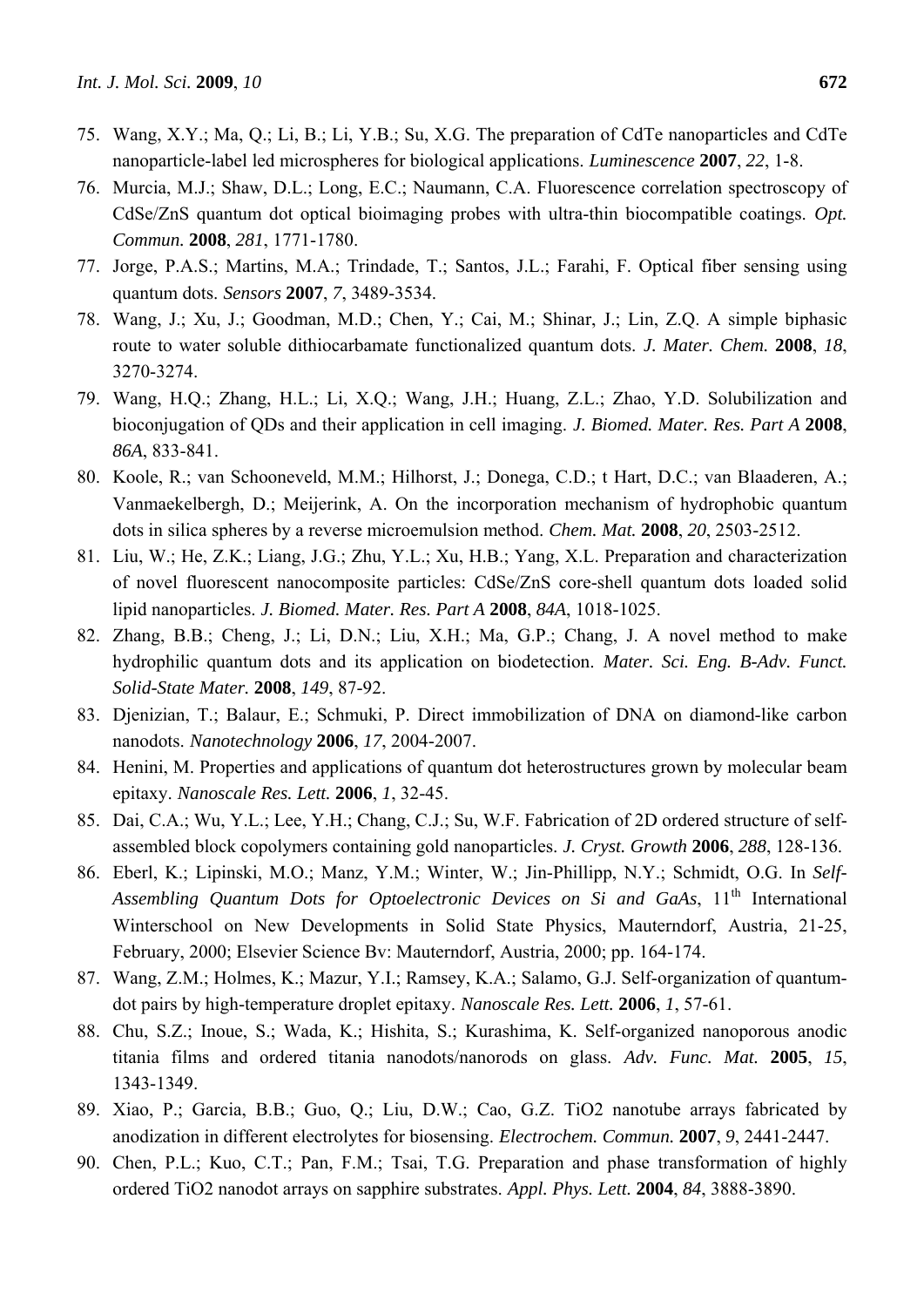75. Wang, X.Y.; Ma, Q.; Li, B.; Li, Y.B.; Su, X.G. The preparation of CdTe nanoparticles and CdTe nanoparticle-label led microspheres for biological applications. *Luminescence* **2007**, *22*, 1-8.
76. Murcia, M.J.; Shaw, D.L.; Long, E.C.; Naumann, C.A. Fluorescence correlation spectroscopy of CdSe/ZnS quantum dot optical bioimaging probes with ultra-thin biocompatible coatings. *Opt. Commun.* **2008**, *281*, 1771-1780.
77. Jorge, P.A.S.; Martins, M.A.; Trindade, T.; Santos, J.L.; Farahi, F. Optical fiber sensing using quantum dots. *Sensors* **2007**, *7*, 3489-3534.
78. Wang, J.; Xu, J.; Goodman, M.D.; Chen, Y.; Cai, M.; Shinar, J.; Lin, Z.Q. A simple biphasic route to water soluble dithiocarbamate functionalized quantum dots. *J. Mater. Chem.* **2008**, *18*, 3270-3274.
79. Wang, H.Q.; Zhang, H.L.; Li, X.Q.; Wang, J.H.; Huang, Z.L.; Zhao, Y.D. Solubilization and bioconjugation of QDs and their application in cell imaging. *J. Biomed. Mater. Res. Part A* **2008**, *86A*, 833-841.
80. Koole, R.; van Schooneveld, M.M.; Hilhorst, J.; Donega, C.D.; t Hart, D.C.; van Blaaderen, A.; Vanmaekelbergh, D.; Meijerink, A. On the incorporation mechanism of hydrophobic quantum dots in silica spheres by a reverse microemulsion method. *Chem. Mat.* **2008**, *20*, 2503-2512.
81. Liu, W.; He, Z.K.; Liang, J.G.; Zhu, Y.L.; Xu, H.B.; Yang, X.L. Preparation and characterization of novel fluorescent nanocomposite particles: CdSe/ZnS core-shell quantum dots loaded solid lipid nanoparticles. *J. Biomed. Mater. Res. Part A* **2008**, *84A*, 1018-1025.
82. Zhang, B.B.; Cheng, J.; Li, D.N.; Liu, X.H.; Ma, G.P.; Chang, J. A novel method to make hydrophilic quantum dots and its application on biodetection. *Mater. Sci. Eng. B-Adv. Funct. Solid-State Mater.* **2008**, *149*, 87-92.
83. Djenizian, T.; Balaur, E.; Schmuki, P. Direct immobilization of DNA on diamond-like carbon nanodots. *Nanotechnology* **2006**, *17*, 2004-2007.
84. Henini, M. Properties and applications of quantum dot heterostructures grown by molecular beam epitaxy. *Nanoscale Res. Lett.* **2006**, *1*, 32-45.
85. Dai, C.A.; Wu, Y.L.; Lee, Y.H.; Chang, C.J.; Su, W.F. Fabrication of 2D ordered structure of self-assembled block copolymers containing gold nanoparticles. *J. Cryst. Growth* **2006**, *288*, 128-136.
86. Eberl, K.; Lipinski, M.O.; Manz, Y.M.; Winter, W.; Jin-Phillipp, N.Y.; Schmidt, O.G. In *Self-Assembling Quantum Dots for Optoelectronic Devices on Si and GaAs*, 11th International Winterschool on New Developments in Solid State Physics, Mauterndorf, Austria, 21-25, February, 2000; Elsevier Science Bv: Mauterndorf, Austria, 2000; pp. 164-174.
87. Wang, Z.M.; Holmes, K.; Mazur, Y.I.; Ramsey, K.A.; Salamo, G.J. Self-organization of quantum-dot pairs by high-temperature droplet epitaxy. *Nanoscale Res. Lett.* **2006**, *1*, 57-61.
88. Chu, S.Z.; Inoue, S.; Wada, K.; Hishita, S.; Kurashima, K. Self-organized nanoporous anodic titania films and ordered titania nanodots/nanorods on glass. *Adv. Func. Mat.* **2005**, *15*, 1343-1349.
89. Xiao, P.; Garcia, B.B.; Guo, Q.; Liu, D.W.; Cao, G.Z. TiO2 nanotube arrays fabricated by anodization in different electrolytes for biosensing. *Electrochem. Commun.* **2007**, *9*, 2441-2447.
90. Chen, P.L.; Kuo, C.T.; Pan, F.M.; Tsai, T.G. Preparation and phase transformation of highly ordered TiO2 nanodot arrays on sapphire substrates. *Appl. Phys. Lett.* **2004**, *84*, 3888-3890.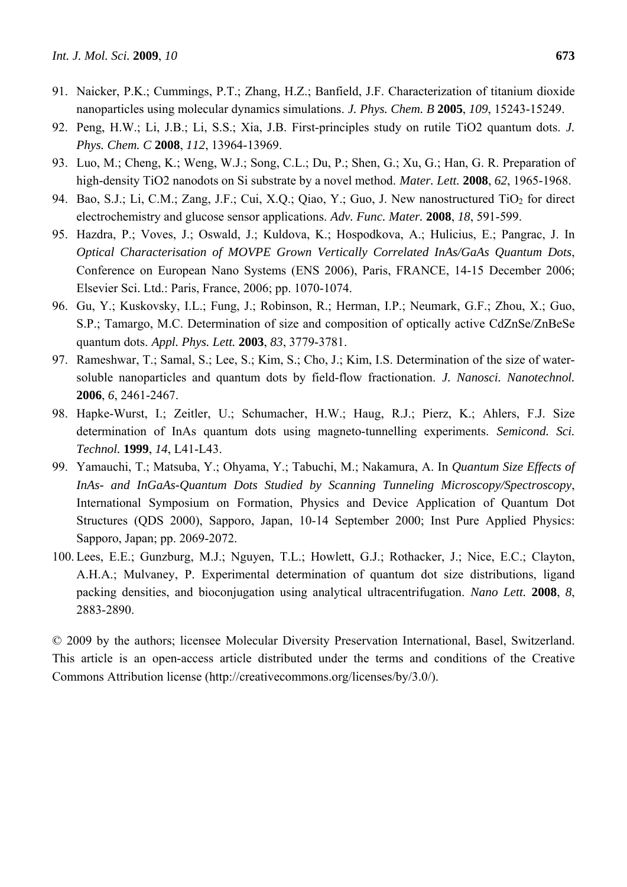91. Naicker, P.K.; Cummings, P.T.; Zhang, H.Z.; Banfield, J.F. Characterization of titanium dioxide nanoparticles using molecular dynamics simulations. *J. Phys. Chem. B* **2005**, *109*, 15243-15249.
92. Peng, H.W.; Li, J.B.; Li, S.S.; Xia, J.B. First-principles study on rutile TiO2 quantum dots. *J. Phys. Chem. C* **2008**, *112*, 13964-13969.
93. Luo, M.; Cheng, K.; Weng, W.J.; Song, C.L.; Du, P.; Shen, G.; Xu, G.; Han, G. R. Preparation of high-density TiO2 nanodots on Si substrate by a novel method. *Mater. Lett.* **2008**, *62*, 1965-1968.
94. Bao, S.J.; Li, C.M.; Zang, J.F.; Cui, X.Q.; Qiao, Y.; Guo, J. New nanostructured $TiO_2$ for direct electrochemistry and glucose sensor applications. *Adv. Func. Mater.* **2008**, *18*, 591-599.
95. Hazdra, P.; Voves, J.; Oswald, J.; Kuldova, K.; Hospodkova, A.; Hulicius, E.; Pangrac, J. In *Optical Characterisation of MOVPE Grown Vertically Correlated InAs/GaAs Quantum Dots*, Conference on European Nano Systems (ENS 2006), Paris, FRANCE, 14-15 December 2006; Elsevier Sci. Ltd.: Paris, France, 2006; pp. 1070-1074.
96. Gu, Y.; Kuskovsky, I.L.; Fung, J.; Robinson, R.; Herman, I.P.; Neumark, G.F.; Zhou, X.; Guo, S.P.; Tamargo, M.C. Determination of size and composition of optically active CdZnSe/ZnBeSe quantum dots. *Appl. Phys. Lett.* **2003**, *83*, 3779-3781.
97. Rameshwar, T.; Samal, S.; Lee, S.; Kim, S.; Cho, J.; Kim, I.S. Determination of the size of water-soluble nanoparticles and quantum dots by field-flow fractionation. *J. Nanosci. Nanotechnol.* **2006**, *6*, 2461-2467.
98. Hapke-Wurst, I.; Zeitler, U.; Schumacher, H.W.; Haug, R.J.; Pierz, K.; Ahlers, F.J. Size determination of InAs quantum dots using magneto-tunnelling experiments. *Semicond. Sci. Technol.* **1999**, *14*, L41-L43.
99. Yamauchi, T.; Matsuba, Y.; Ohyama, Y.; Tabuchi, M.; Nakamura, A. In *Quantum Size Effects of InAs- and InGaAs-Quantum Dots Studied by Scanning Tunneling Microscopy/Spectroscopy*, International Symposium on Formation, Physics and Device Application of Quantum Dot Structures (QDS 2000), Sapporo, Japan, 10-14 September 2000; Inst Pure Applied Physics: Sapporo, Japan; pp. 2069-2072.
100. Lees, E.E.; Gunzburg, M.J.; Nguyen, T.L.; Howlett, G.J.; Rothacker, J.; Nice, E.C.; Clayton, A.H.A.; Mulvaney, P. Experimental determination of quantum dot size distributions, ligand packing densities, and bioconjugation using analytical ultracentrifugation. *Nano Lett.* **2008**, *8*, 2883-2890.

© 2009 by the authors; licensee Molecular Diversity Preservation International, Basel, Switzerland. This article is an open-access article distributed under the terms and conditions of the Creative Commons Attribution license (http://creativecommons.org/licenses/by/3.0/).